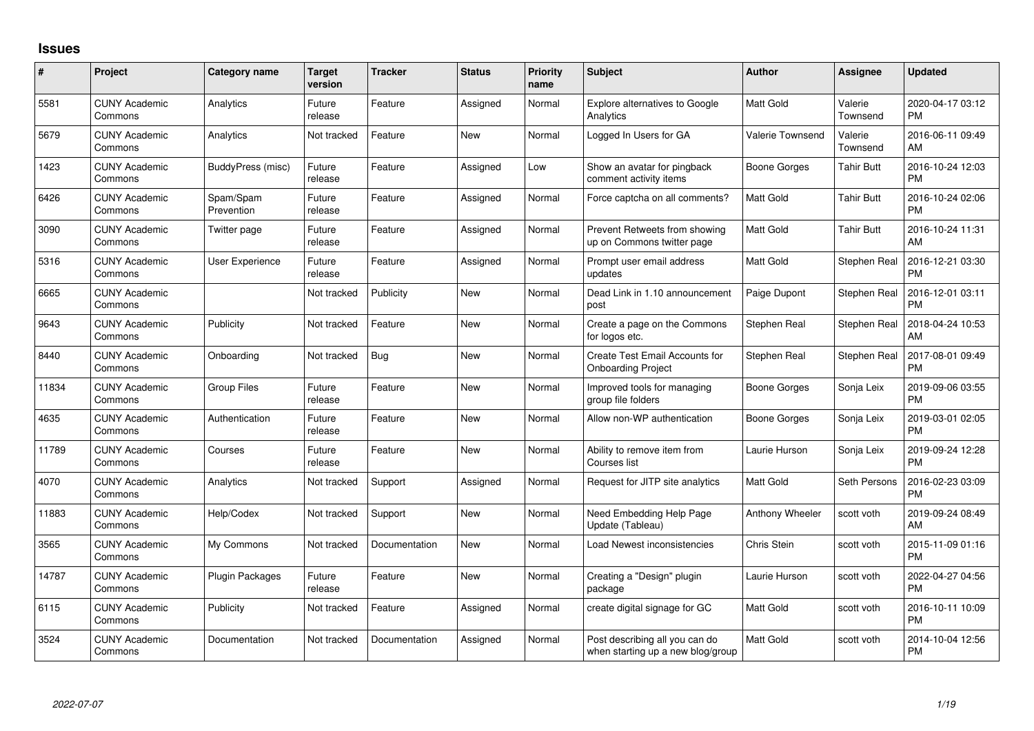# Issues

| # | Project | Category name | Target version | Tracker | Status | Priority name | Subject | Author | Assignee | Updated |
|---|---|---|---|---|---|---|---|---|---|---|
| 5581 | CUNY Academic Commons | Analytics | Future release | Feature | Assigned | Normal | Explore alternatives to Google Analytics | Matt Gold | Valerie Townsend | 2020-04-17 03:12 PM |
| 5679 | CUNY Academic Commons | Analytics | Not tracked | Feature | New | Normal | Logged In Users for GA | Valerie Townsend | Valerie Townsend | 2016-06-11 09:49 AM |
| 1423 | CUNY Academic Commons | BuddyPress (misc) | Future release | Feature | Assigned | Low | Show an avatar for pingback comment activity items | Boone Gorges | Tahir Butt | 2016-10-24 12:03 PM |
| 6426 | CUNY Academic Commons | Spam/Spam Prevention | Future release | Feature | Assigned | Normal | Force captcha on all comments? | Matt Gold | Tahir Butt | 2016-10-24 02:06 PM |
| 3090 | CUNY Academic Commons | Twitter page | Future release | Feature | Assigned | Normal | Prevent Retweets from showing up on Commons twitter page | Matt Gold | Tahir Butt | 2016-10-24 11:31 AM |
| 5316 | CUNY Academic Commons | User Experience | Future release | Feature | Assigned | Normal | Prompt user email address updates | Matt Gold | Stephen Real | 2016-12-21 03:30 PM |
| 6665 | CUNY Academic Commons | | Not tracked | Publicity | New | Normal | Dead Link in 1.10 announcement post | Paige Dupont | Stephen Real | 2016-12-01 03:11 PM |
| 9643 | CUNY Academic Commons | Publicity | Not tracked | Feature | New | Normal | Create a page on the Commons for logos etc. | Stephen Real | Stephen Real | 2018-04-24 10:53 AM |
| 8440 | CUNY Academic Commons | Onboarding | Not tracked | Bug | New | Normal | Create Test Email Accounts for Onboarding Project | Stephen Real | Stephen Real | 2017-08-01 09:49 PM |
| 11834 | CUNY Academic Commons | Group Files | Future release | Feature | New | Normal | Improved tools for managing group file folders | Boone Gorges | Sonja Leix | 2019-09-06 03:55 PM |
| 4635 | CUNY Academic Commons | Authentication | Future release | Feature | New | Normal | Allow non-WP authentication | Boone Gorges | Sonja Leix | 2019-03-01 02:05 PM |
| 11789 | CUNY Academic Commons | Courses | Future release | Feature | New | Normal | Ability to remove item from Courses list | Laurie Hurson | Sonja Leix | 2019-09-24 12:28 PM |
| 4070 | CUNY Academic Commons | Analytics | Not tracked | Support | Assigned | Normal | Request for JITP site analytics | Matt Gold | Seth Persons | 2016-02-23 03:09 PM |
| 11883 | CUNY Academic Commons | Help/Codex | Not tracked | Support | New | Normal | Need Embedding Help Page Update (Tableau) | Anthony Wheeler | scott voth | 2019-09-24 08:49 AM |
| 3565 | CUNY Academic Commons | My Commons | Not tracked | Documentation | New | Normal | Load Newest inconsistencies | Chris Stein | scott voth | 2015-11-09 01:16 PM |
| 14787 | CUNY Academic Commons | Plugin Packages | Future release | Feature | New | Normal | Creating a "Design" plugin package | Laurie Hurson | scott voth | 2022-04-27 04:56 PM |
| 6115 | CUNY Academic Commons | Publicity | Not tracked | Feature | Assigned | Normal | create digital signage for GC | Matt Gold | scott voth | 2016-10-11 10:09 PM |
| 3524 | CUNY Academic Commons | Documentation | Not tracked | Documentation | Assigned | Normal | Post describing all you can do when starting up a new blog/group | Matt Gold | scott voth | 2014-10-04 12:56 PM |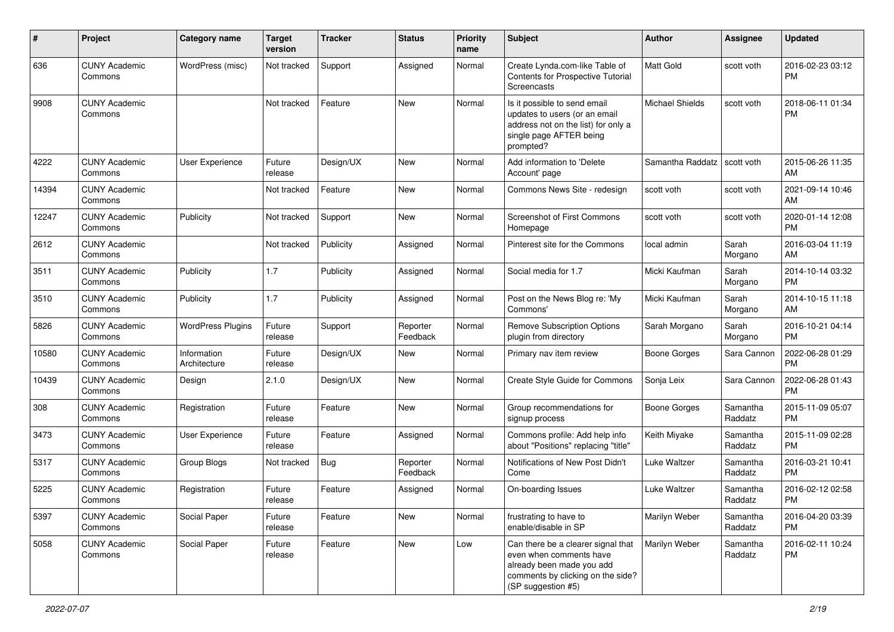| # | Project | Category name | Target version | Tracker | Status | Priority name | Subject | Author | Assignee | Updated |
|---|---|---|---|---|---|---|---|---|---|---|
| 636 | CUNY Academic Commons | WordPress (misc) | Not tracked | Support | Assigned | Normal | Create Lynda.com-like Table of Contents for Prospective Tutorial Screencasts | Matt Gold | scott voth | 2016-02-23 03:12 PM |
| 9908 | CUNY Academic Commons | | Not tracked | Feature | New | Normal | Is it possible to send email updates to users (or an email address not on the list) for only a single page AFTER being prompted? | Michael Shields | scott voth | 2018-06-11 01:34 PM |
| 4222 | CUNY Academic Commons | User Experience | Future release | Design/UX | New | Normal | Add information to 'Delete Account' page | Samantha Raddatz | scott voth | 2015-06-26 11:35 AM |
| 14394 | CUNY Academic Commons | | Not tracked | Feature | New | Normal | Commons News Site - redesign | scott voth | scott voth | 2021-09-14 10:46 AM |
| 12247 | CUNY Academic Commons | Publicity | Not tracked | Support | New | Normal | Screenshot of First Commons Homepage | scott voth | scott voth | 2020-01-14 12:08 PM |
| 2612 | CUNY Academic Commons | | Not tracked | Publicity | Assigned | Normal | Pinterest site for the Commons | local admin | Sarah Morgano | 2016-03-04 11:19 AM |
| 3511 | CUNY Academic Commons | Publicity | 1.7 | Publicity | Assigned | Normal | Social media for 1.7 | Micki Kaufman | Sarah Morgano | 2014-10-14 03:32 PM |
| 3510 | CUNY Academic Commons | Publicity | 1.7 | Publicity | Assigned | Normal | Post on the News Blog re: 'My Commons' | Micki Kaufman | Sarah Morgano | 2014-10-15 11:18 AM |
| 5826 | CUNY Academic Commons | WordPress Plugins | Future release | Support | Reporter Feedback | Normal | Remove Subscription Options plugin from directory | Sarah Morgano | Sarah Morgano | 2016-10-21 04:14 PM |
| 10580 | CUNY Academic Commons | Information Architecture | Future release | Design/UX | New | Normal | Primary nav item review | Boone Gorges | Sara Cannon | 2022-06-28 01:29 PM |
| 10439 | CUNY Academic Commons | Design | 2.1.0 | Design/UX | New | Normal | Create Style Guide for Commons | Sonja Leix | Sara Cannon | 2022-06-28 01:43 PM |
| 308 | CUNY Academic Commons | Registration | Future release | Feature | New | Normal | Group recommendations for signup process | Boone Gorges | Samantha Raddatz | 2015-11-09 05:07 PM |
| 3473 | CUNY Academic Commons | User Experience | Future release | Feature | Assigned | Normal | Commons profile: Add help info about "Positions" replacing "title" | Keith Miyake | Samantha Raddatz | 2015-11-09 02:28 PM |
| 5317 | CUNY Academic Commons | Group Blogs | Not tracked | Bug | Reporter Feedback | Normal | Notifications of New Post Didn't Come | Luke Waltzer | Samantha Raddatz | 2016-03-21 10:41 PM |
| 5225 | CUNY Academic Commons | Registration | Future release | Feature | Assigned | Normal | On-boarding Issues | Luke Waltzer | Samantha Raddatz | 2016-02-12 02:58 PM |
| 5397 | CUNY Academic Commons | Social Paper | Future release | Feature | New | Normal | frustrating to have to enable/disable in SP | Marilyn Weber | Samantha Raddatz | 2016-04-20 03:39 PM |
| 5058 | CUNY Academic Commons | Social Paper | Future release | Feature | New | Low | Can there be a clearer signal that even when comments have already been made you add comments by clicking on the side? (SP suggestion #5) | Marilyn Weber | Samantha Raddatz | 2016-02-11 10:24 PM |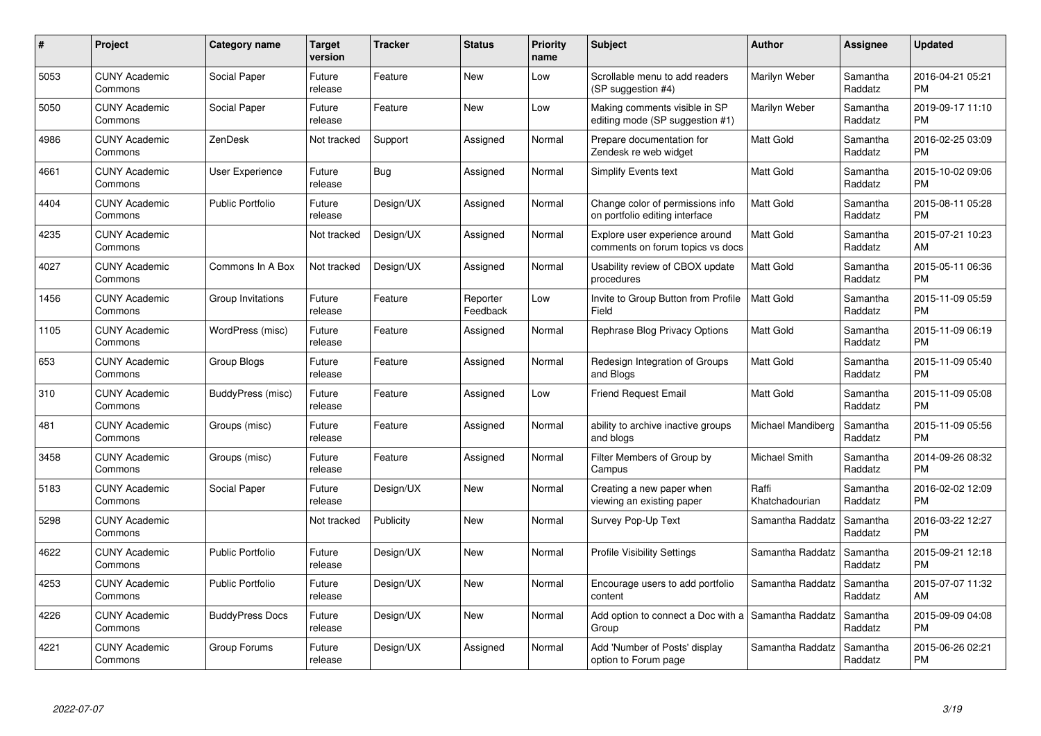| # | Project | Category name | Target version | Tracker | Status | Priority name | Subject | Author | Assignee | Updated |
|---|---|---|---|---|---|---|---|---|---|---|
| 5053 | CUNY Academic Commons | Social Paper | Future release | Feature | New | Low | Scrollable menu to add readers (SP suggestion #4) | Marilyn Weber | Samantha Raddatz | 2016-04-21 05:21 PM |
| 5050 | CUNY Academic Commons | Social Paper | Future release | Feature | New | Low | Making comments visible in SP editing mode (SP suggestion #1) | Marilyn Weber | Samantha Raddatz | 2019-09-17 11:10 PM |
| 4986 | CUNY Academic Commons | ZenDesk | Not tracked | Support | Assigned | Normal | Prepare documentation for Zendesk re web widget | Matt Gold | Samantha Raddatz | 2016-02-25 03:09 PM |
| 4661 | CUNY Academic Commons | User Experience | Future release | Bug | Assigned | Normal | Simplify Events text | Matt Gold | Samantha Raddatz | 2015-10-02 09:06 PM |
| 4404 | CUNY Academic Commons | Public Portfolio | Future release | Design/UX | Assigned | Normal | Change color of permissions info on portfolio editing interface | Matt Gold | Samantha Raddatz | 2015-08-11 05:28 PM |
| 4235 | CUNY Academic Commons | | Not tracked | Design/UX | Assigned | Normal | Explore user experience around comments on forum topics vs docs | Matt Gold | Samantha Raddatz | 2015-07-21 10:23 AM |
| 4027 | CUNY Academic Commons | Commons In A Box | Not tracked | Design/UX | Assigned | Normal | Usability review of CBOX update procedures | Matt Gold | Samantha Raddatz | 2015-05-11 06:36 PM |
| 1456 | CUNY Academic Commons | Group Invitations | Future release | Feature | Reporter Feedback | Low | Invite to Group Button from Profile Field | Matt Gold | Samantha Raddatz | 2015-11-09 05:59 PM |
| 1105 | CUNY Academic Commons | WordPress (misc) | Future release | Feature | Assigned | Normal | Rephrase Blog Privacy Options | Matt Gold | Samantha Raddatz | 2015-11-09 06:19 PM |
| 653 | CUNY Academic Commons | Group Blogs | Future release | Feature | Assigned | Normal | Redesign Integration of Groups and Blogs | Matt Gold | Samantha Raddatz | 2015-11-09 05:40 PM |
| 310 | CUNY Academic Commons | BuddyPress (misc) | Future release | Feature | Assigned | Low | Friend Request Email | Matt Gold | Samantha Raddatz | 2015-11-09 05:08 PM |
| 481 | CUNY Academic Commons | Groups (misc) | Future release | Feature | Assigned | Normal | ability to archive inactive groups and blogs | Michael Mandiberg | Samantha Raddatz | 2015-11-09 05:56 PM |
| 3458 | CUNY Academic Commons | Groups (misc) | Future release | Feature | Assigned | Normal | Filter Members of Group by Campus | Michael Smith | Samantha Raddatz | 2014-09-26 08:32 PM |
| 5183 | CUNY Academic Commons | Social Paper | Future release | Design/UX | New | Normal | Creating a new paper when viewing an existing paper | Raffi Khatchadourian | Samantha Raddatz | 2016-02-02 12:09 PM |
| 5298 | CUNY Academic Commons | | Not tracked | Publicity | New | Normal | Survey Pop-Up Text | Samantha Raddatz | Samantha Raddatz | 2016-03-22 12:27 PM |
| 4622 | CUNY Academic Commons | Public Portfolio | Future release | Design/UX | New | Normal | Profile Visibility Settings | Samantha Raddatz | Samantha Raddatz | 2015-09-21 12:18 PM |
| 4253 | CUNY Academic Commons | Public Portfolio | Future release | Design/UX | New | Normal | Encourage users to add portfolio content | Samantha Raddatz | Samantha Raddatz | 2015-07-07 11:32 AM |
| 4226 | CUNY Academic Commons | BuddyPress Docs | Future release | Design/UX | New | Normal | Add option to connect a Doc with a Group | Samantha Raddatz | Samantha Raddatz | 2015-09-09 04:08 PM |
| 4221 | CUNY Academic Commons | Group Forums | Future release | Design/UX | Assigned | Normal | Add 'Number of Posts' display option to Forum page | Samantha Raddatz | Samantha Raddatz | 2015-06-26 02:21 PM |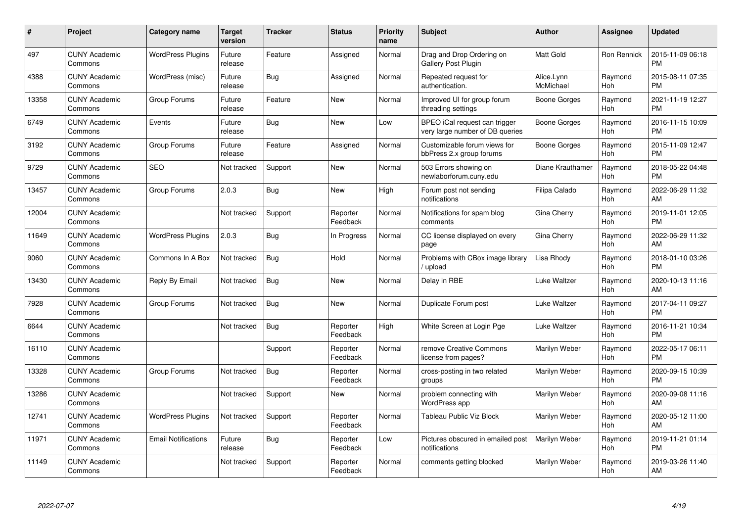| # | Project | Category name | Target version | Tracker | Status | Priority name | Subject | Author | Assignee | Updated |
|---|---|---|---|---|---|---|---|---|---|---|
| 497 | CUNY Academic Commons | WordPress Plugins | Future release | Feature | Assigned | Normal | Drag and Drop Ordering on Gallery Post Plugin | Matt Gold | Ron Rennick | 2015-11-09 06:18 PM |
| 4388 | CUNY Academic Commons | WordPress (misc) | Future release | Bug | Assigned | Normal | Repeated request for authentication. | Alice.Lynn McMichael | Raymond Hoh | 2015-08-11 07:35 PM |
| 13358 | CUNY Academic Commons | Group Forums | Future release | Feature | New | Normal | Improved UI for group forum threading settings | Boone Gorges | Raymond Hoh | 2021-11-19 12:27 PM |
| 6749 | CUNY Academic Commons | Events | Future release | Bug | New | Low | BPEO iCal request can trigger very large number of DB queries | Boone Gorges | Raymond Hoh | 2016-11-15 10:09 PM |
| 3192 | CUNY Academic Commons | Group Forums | Future release | Feature | Assigned | Normal | Customizable forum views for bbPress 2.x group forums | Boone Gorges | Raymond Hoh | 2015-11-09 12:47 PM |
| 9729 | CUNY Academic Commons | SEO | Not tracked | Support | New | Normal | 503 Errors showing on newlaborforum.cuny.edu | Diane Krauthamer | Raymond Hoh | 2018-05-22 04:48 PM |
| 13457 | CUNY Academic Commons | Group Forums | 2.0.3 | Bug | New | High | Forum post not sending notifications | Filipa Calado | Raymond Hoh | 2022-06-29 11:32 AM |
| 12004 | CUNY Academic Commons | | Not tracked | Support | Reporter Feedback | Normal | Notifications for spam blog comments | Gina Cherry | Raymond Hoh | 2019-11-01 12:05 PM |
| 11649 | CUNY Academic Commons | WordPress Plugins | 2.0.3 | Bug | In Progress | Normal | CC license displayed on every page | Gina Cherry | Raymond Hoh | 2022-06-29 11:32 AM |
| 9060 | CUNY Academic Commons | Commons In A Box | Not tracked | Bug | Hold | Normal | Problems with CBox image library / upload | Lisa Rhody | Raymond Hoh | 2018-01-10 03:26 PM |
| 13430 | CUNY Academic Commons | Reply By Email | Not tracked | Bug | New | Normal | Delay in RBE | Luke Waltzer | Raymond Hoh | 2020-10-13 11:16 AM |
| 7928 | CUNY Academic Commons | Group Forums | Not tracked | Bug | New | Normal | Duplicate Forum post | Luke Waltzer | Raymond Hoh | 2017-04-11 09:27 PM |
| 6644 | CUNY Academic Commons | | Not tracked | Bug | Reporter Feedback | High | White Screen at Login Pge | Luke Waltzer | Raymond Hoh | 2016-11-21 10:34 PM |
| 16110 | CUNY Academic Commons | | | Support | Reporter Feedback | Normal | remove Creative Commons license from pages? | Marilyn Weber | Raymond Hoh | 2022-05-17 06:11 PM |
| 13328 | CUNY Academic Commons | Group Forums | Not tracked | Bug | Reporter Feedback | Normal | cross-posting in two related groups | Marilyn Weber | Raymond Hoh | 2020-09-15 10:39 PM |
| 13286 | CUNY Academic Commons | | Not tracked | Support | New | Normal | problem connecting with WordPress app | Marilyn Weber | Raymond Hoh | 2020-09-08 11:16 AM |
| 12741 | CUNY Academic Commons | WordPress Plugins | Not tracked | Support | Reporter Feedback | Normal | Tableau Public Viz Block | Marilyn Weber | Raymond Hoh | 2020-05-12 11:00 AM |
| 11971 | CUNY Academic Commons | Email Notifications | Future release | Bug | Reporter Feedback | Low | Pictures obscured in emailed post notifications | Marilyn Weber | Raymond Hoh | 2019-11-21 01:14 PM |
| 11149 | CUNY Academic Commons | | Not tracked | Support | Reporter Feedback | Normal | comments getting blocked | Marilyn Weber | Raymond Hoh | 2019-03-26 11:40 AM |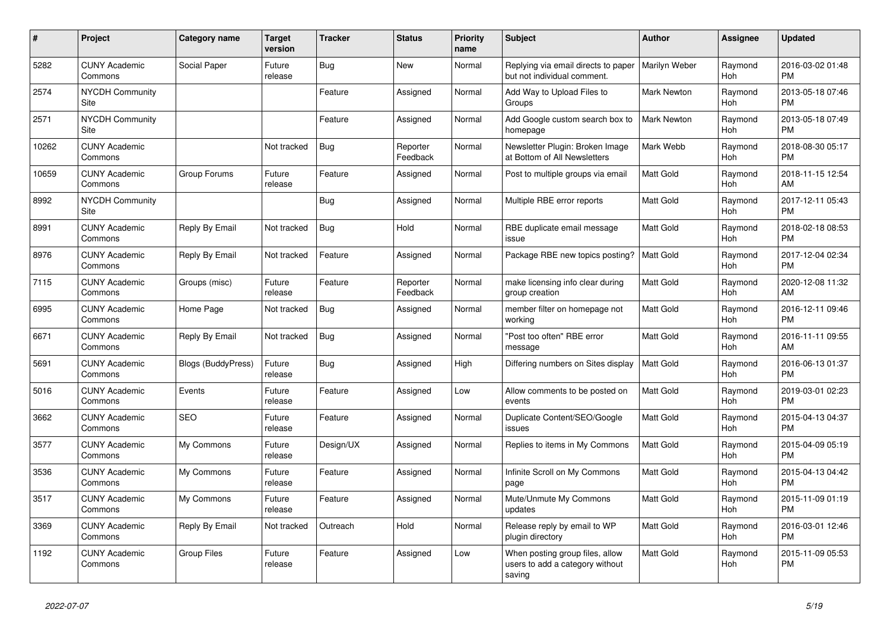| # | Project | Category name | Target version | Tracker | Status | Priority name | Subject | Author | Assignee | Updated |
|---|---|---|---|---|---|---|---|---|---|---|
| 5282 | CUNY Academic Commons | Social Paper | Future release | Bug | New | Normal | Replying via email directs to paper but not individual comment. | Marilyn Weber | Raymond Hoh | 2016-03-02 01:48 PM |
| 2574 | NYCDH Community Site | | | Feature | Assigned | Normal | Add Way to Upload Files to Groups | Mark Newton | Raymond Hoh | 2013-05-18 07:46 PM |
| 2571 | NYCDH Community Site | | | Feature | Assigned | Normal | Add Google custom search box to homepage | Mark Newton | Raymond Hoh | 2013-05-18 07:49 PM |
| 10262 | CUNY Academic Commons | | Not tracked | Bug | Reporter Feedback | Normal | Newsletter Plugin: Broken Image at Bottom of All Newsletters | Mark Webb | Raymond Hoh | 2018-08-30 05:17 PM |
| 10659 | CUNY Academic Commons | Group Forums | Future release | Feature | Assigned | Normal | Post to multiple groups via email | Matt Gold | Raymond Hoh | 2018-11-15 12:54 AM |
| 8992 | NYCDH Community Site | | | Bug | Assigned | Normal | Multiple RBE error reports | Matt Gold | Raymond Hoh | 2017-12-11 05:43 PM |
| 8991 | CUNY Academic Commons | Reply By Email | Not tracked | Bug | Hold | Normal | RBE duplicate email message issue | Matt Gold | Raymond Hoh | 2018-02-18 08:53 PM |
| 8976 | CUNY Academic Commons | Reply By Email | Not tracked | Feature | Assigned | Normal | Package RBE new topics posting? | Matt Gold | Raymond Hoh | 2017-12-04 02:34 PM |
| 7115 | CUNY Academic Commons | Groups (misc) | Future release | Feature | Reporter Feedback | Normal | make licensing info clear during group creation | Matt Gold | Raymond Hoh | 2020-12-08 11:32 AM |
| 6995 | CUNY Academic Commons | Home Page | Not tracked | Bug | Assigned | Normal | member filter on homepage not working | Matt Gold | Raymond Hoh | 2016-12-11 09:46 PM |
| 6671 | CUNY Academic Commons | Reply By Email | Not tracked | Bug | Assigned | Normal | "Post too often" RBE error message | Matt Gold | Raymond Hoh | 2016-11-11 09:55 AM |
| 5691 | CUNY Academic Commons | Blogs (BuddyPress) | Future release | Bug | Assigned | High | Differing numbers on Sites display | Matt Gold | Raymond Hoh | 2016-06-13 01:37 PM |
| 5016 | CUNY Academic Commons | Events | Future release | Feature | Assigned | Low | Allow comments to be posted on events | Matt Gold | Raymond Hoh | 2019-03-01 02:23 PM |
| 3662 | CUNY Academic Commons | SEO | Future release | Feature | Assigned | Normal | Duplicate Content/SEO/Google issues | Matt Gold | Raymond Hoh | 2015-04-13 04:37 PM |
| 3577 | CUNY Academic Commons | My Commons | Future release | Design/UX | Assigned | Normal | Replies to items in My Commons | Matt Gold | Raymond Hoh | 2015-04-09 05:19 PM |
| 3536 | CUNY Academic Commons | My Commons | Future release | Feature | Assigned | Normal | Infinite Scroll on My Commons page | Matt Gold | Raymond Hoh | 2015-04-13 04:42 PM |
| 3517 | CUNY Academic Commons | My Commons | Future release | Feature | Assigned | Normal | Mute/Unmute My Commons updates | Matt Gold | Raymond Hoh | 2015-11-09 01:19 PM |
| 3369 | CUNY Academic Commons | Reply By Email | Not tracked | Outreach | Hold | Normal | Release reply by email to WP plugin directory | Matt Gold | Raymond Hoh | 2016-03-01 12:46 PM |
| 1192 | CUNY Academic Commons | Group Files | Future release | Feature | Assigned | Low | When posting group files, allow users to add a category without saving | Matt Gold | Raymond Hoh | 2015-11-09 05:53 PM |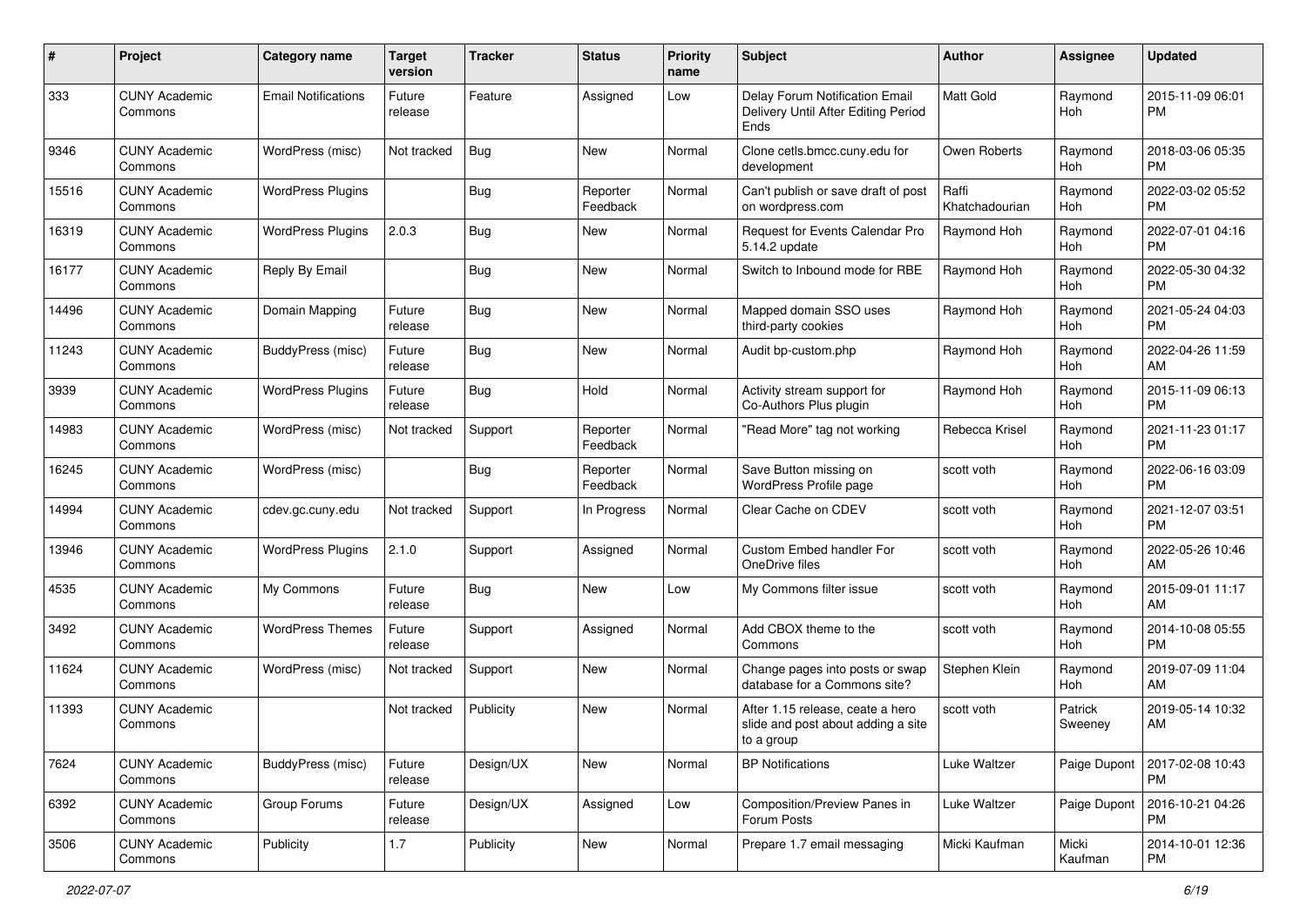| # | Project | Category name | Target version | Tracker | Status | Priority name | Subject | Author | Assignee | Updated |
|---|---|---|---|---|---|---|---|---|---|---|
| 333 | CUNY Academic Commons | Email Notifications | Future release | Feature | Assigned | Low | Delay Forum Notification Email Delivery Until After Editing Period Ends | Matt Gold | Raymond Hoh | 2015-11-09 06:01 PM |
| 9346 | CUNY Academic Commons | WordPress (misc) | Not tracked | Bug | New | Normal | Clone cetls.bmcc.cuny.edu for development | Owen Roberts | Raymond Hoh | 2018-03-06 05:35 PM |
| 15516 | CUNY Academic Commons | WordPress Plugins | | Bug | Reporter Feedback | Normal | Can't publish or save draft of post on wordpress.com | Raffi Khatchadourian | Raymond Hoh | 2022-03-02 05:52 PM |
| 16319 | CUNY Academic Commons | WordPress Plugins | 2.0.3 | Bug | New | Normal | Request for Events Calendar Pro 5.14.2 update | Raymond Hoh | Raymond Hoh | 2022-07-01 04:16 PM |
| 16177 | CUNY Academic Commons | Reply By Email | | Bug | New | Normal | Switch to Inbound mode for RBE | Raymond Hoh | Raymond Hoh | 2022-05-30 04:32 PM |
| 14496 | CUNY Academic Commons | Domain Mapping | Future release | Bug | New | Normal | Mapped domain SSO uses third-party cookies | Raymond Hoh | Raymond Hoh | 2021-05-24 04:03 PM |
| 11243 | CUNY Academic Commons | BuddyPress (misc) | Future release | Bug | New | Normal | Audit bp-custom.php | Raymond Hoh | Raymond Hoh | 2022-04-26 11:59 AM |
| 3939 | CUNY Academic Commons | WordPress Plugins | Future release | Bug | Hold | Normal | Activity stream support for Co-Authors Plus plugin | Raymond Hoh | Raymond Hoh | 2015-11-09 06:13 PM |
| 14983 | CUNY Academic Commons | WordPress (misc) | Not tracked | Support | Reporter Feedback | Normal | "Read More" tag not working | Rebecca Krisel | Raymond Hoh | 2021-11-23 01:17 PM |
| 16245 | CUNY Academic Commons | WordPress (misc) | | Bug | Reporter Feedback | Normal | Save Button missing on WordPress Profile page | scott voth | Raymond Hoh | 2022-06-16 03:09 PM |
| 14994 | CUNY Academic Commons | cdev.gc.cuny.edu | Not tracked | Support | In Progress | Normal | Clear Cache on CDEV | scott voth | Raymond Hoh | 2021-12-07 03:51 PM |
| 13946 | CUNY Academic Commons | WordPress Plugins | 2.1.0 | Support | Assigned | Normal | Custom Embed handler For OneDrive files | scott voth | Raymond Hoh | 2022-05-26 10:46 AM |
| 4535 | CUNY Academic Commons | My Commons | Future release | Bug | New | Low | My Commons filter issue | scott voth | Raymond Hoh | 2015-09-01 11:17 AM |
| 3492 | CUNY Academic Commons | WordPress Themes | Future release | Support | Assigned | Normal | Add CBOX theme to the Commons | scott voth | Raymond Hoh | 2014-10-08 05:55 PM |
| 11624 | CUNY Academic Commons | WordPress (misc) | Not tracked | Support | New | Normal | Change pages into posts or swap database for a Commons site? | Stephen Klein | Raymond Hoh | 2019-07-09 11:04 AM |
| 11393 | CUNY Academic Commons | | Not tracked | Publicity | New | Normal | After 1.15 release, ceate a hero slide and post about adding a site to a group | scott voth | Patrick Sweeney | 2019-05-14 10:32 AM |
| 7624 | CUNY Academic Commons | BuddyPress (misc) | Future release | Design/UX | New | Normal | BP Notifications | Luke Waltzer | Paige Dupont | 2017-02-08 10:43 PM |
| 6392 | CUNY Academic Commons | Group Forums | Future release | Design/UX | Assigned | Low | Composition/Preview Panes in Forum Posts | Luke Waltzer | Paige Dupont | 2016-10-21 04:26 PM |
| 3506 | CUNY Academic Commons | Publicity | 1.7 | Publicity | New | Normal | Prepare 1.7 email messaging | Micki Kaufman | Micki Kaufman | 2014-10-01 12:36 PM |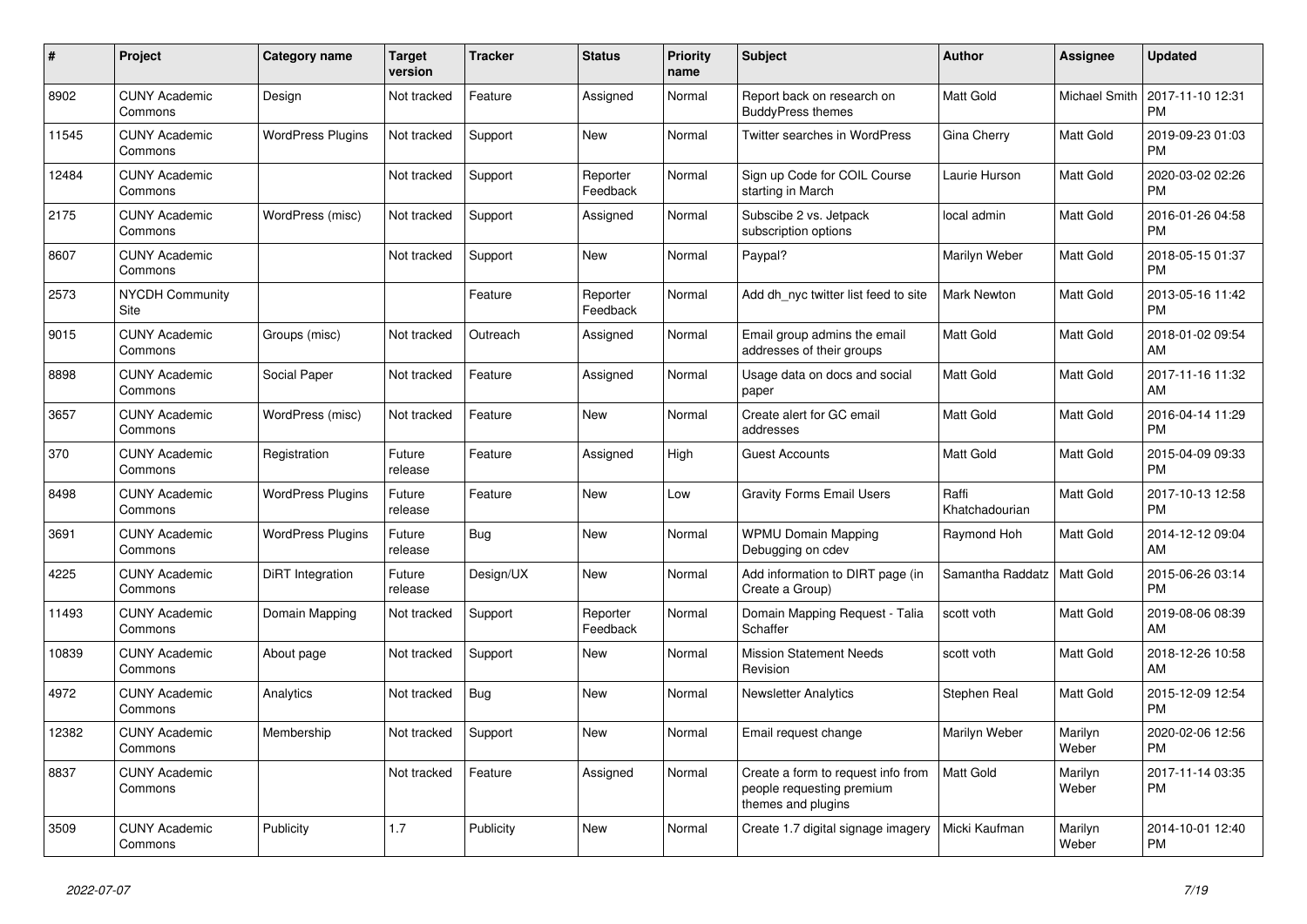| # | Project | Category name | Target version | Tracker | Status | Priority name | Subject | Author | Assignee | Updated |
|---|---|---|---|---|---|---|---|---|---|---|
| 8902 | CUNY Academic Commons | Design | Not tracked | Feature | Assigned | Normal | Report back on research on BuddyPress themes | Matt Gold | Michael Smith | 2017-11-10 12:31 PM |
| 11545 | CUNY Academic Commons | WordPress Plugins | Not tracked | Support | New | Normal | Twitter searches in WordPress | Gina Cherry | Matt Gold | 2019-09-23 01:03 PM |
| 12484 | CUNY Academic Commons | | Not tracked | Support | Reporter Feedback | Normal | Sign up Code for COIL Course starting in March | Laurie Hurson | Matt Gold | 2020-03-02 02:26 PM |
| 2175 | CUNY Academic Commons | WordPress (misc) | Not tracked | Support | Assigned | Normal | Subscibe 2 vs. Jetpack subscription options | local admin | Matt Gold | 2016-01-26 04:58 PM |
| 8607 | CUNY Academic Commons | | Not tracked | Support | New | Normal | Paypal? | Marilyn Weber | Matt Gold | 2018-05-15 01:37 PM |
| 2573 | NYCDH Community Site | | | Feature | Reporter Feedback | Normal | Add dh_nyc twitter list feed to site | Mark Newton | Matt Gold | 2013-05-16 11:42 PM |
| 9015 | CUNY Academic Commons | Groups (misc) | Not tracked | Outreach | Assigned | Normal | Email group admins the email addresses of their groups | Matt Gold | Matt Gold | 2018-01-02 09:54 AM |
| 8898 | CUNY Academic Commons | Social Paper | Not tracked | Feature | Assigned | Normal | Usage data on docs and social paper | Matt Gold | Matt Gold | 2017-11-16 11:32 AM |
| 3657 | CUNY Academic Commons | WordPress (misc) | Not tracked | Feature | New | Normal | Create alert for GC email addresses | Matt Gold | Matt Gold | 2016-04-14 11:29 PM |
| 370 | CUNY Academic Commons | Registration | Future release | Feature | Assigned | High | Guest Accounts | Matt Gold | Matt Gold | 2015-04-09 09:33 PM |
| 8498 | CUNY Academic Commons | WordPress Plugins | Future release | Feature | New | Low | Gravity Forms Email Users | Raffi Khatchadourian | Matt Gold | 2017-10-13 12:58 PM |
| 3691 | CUNY Academic Commons | WordPress Plugins | Future release | Bug | New | Normal | WPMU Domain Mapping Debugging on cdev | Raymond Hoh | Matt Gold | 2014-12-12 09:04 AM |
| 4225 | CUNY Academic Commons | DiRT Integration | Future release | Design/UX | New | Normal | Add information to DIRT page (in Create a Group) | Samantha Raddatz | Matt Gold | 2015-06-26 03:14 PM |
| 11493 | CUNY Academic Commons | Domain Mapping | Not tracked | Support | Reporter Feedback | Normal | Domain Mapping Request - Talia Schaffer | scott voth | Matt Gold | 2019-08-06 08:39 AM |
| 10839 | CUNY Academic Commons | About page | Not tracked | Support | New | Normal | Mission Statement Needs Revision | scott voth | Matt Gold | 2018-12-26 10:58 AM |
| 4972 | CUNY Academic Commons | Analytics | Not tracked | Bug | New | Normal | Newsletter Analytics | Stephen Real | Matt Gold | 2015-12-09 12:54 PM |
| 12382 | CUNY Academic Commons | Membership | Not tracked | Support | New | Normal | Email request change | Marilyn Weber | Marilyn Weber | 2020-02-06 12:56 PM |
| 8837 | CUNY Academic Commons | | Not tracked | Feature | Assigned | Normal | Create a form to request info from people requesting premium themes and plugins | Matt Gold | Marilyn Weber | 2017-11-14 03:35 PM |
| 3509 | CUNY Academic Commons | Publicity | 1.7 | Publicity | New | Normal | Create 1.7 digital signage imagery | Micki Kaufman | Marilyn Weber | 2014-10-01 12:40 PM |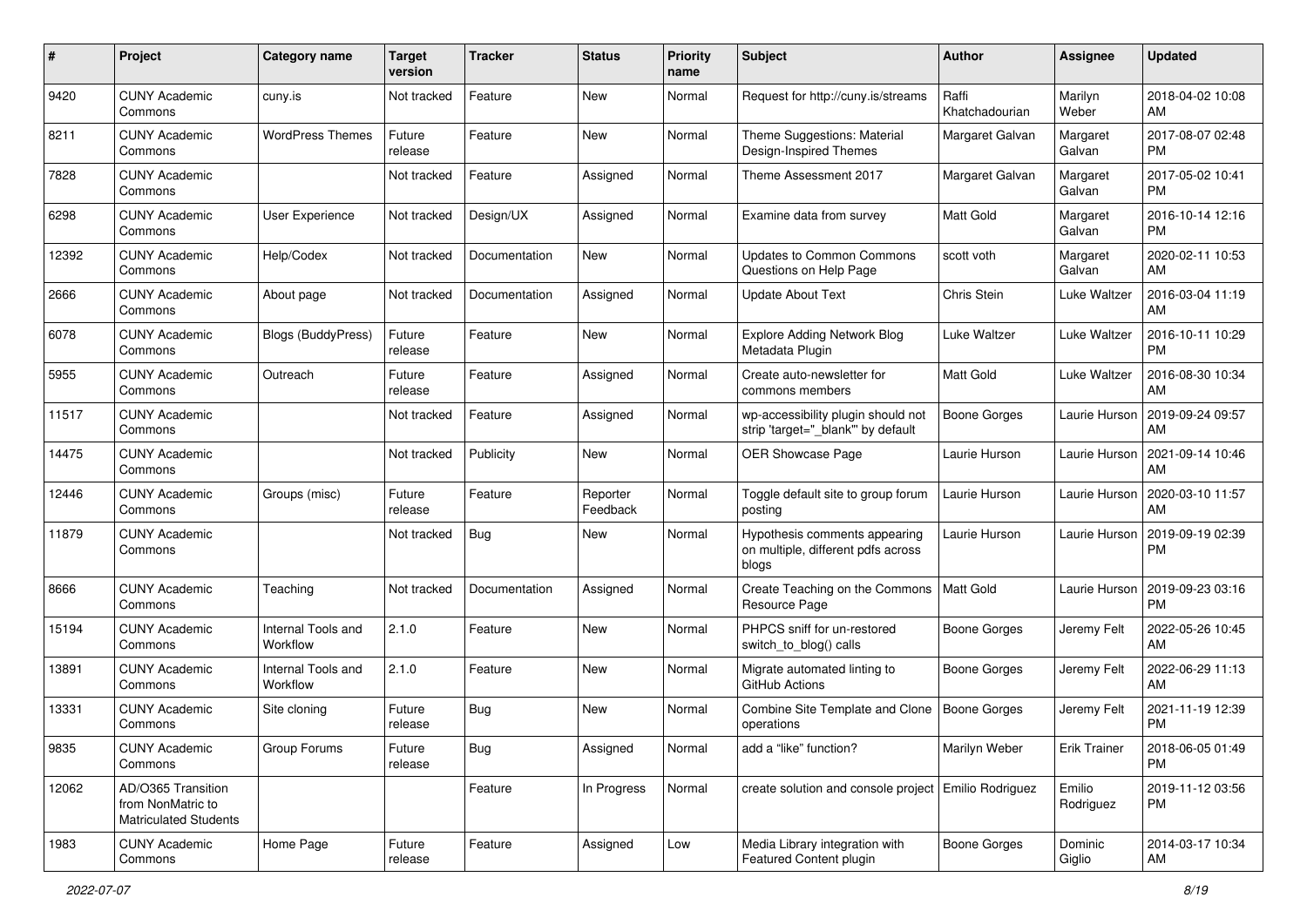| # | Project | Category name | Target version | Tracker | Status | Priority name | Subject | Author | Assignee | Updated |
|---|---|---|---|---|---|---|---|---|---|---|
| 9420 | CUNY Academic Commons | cuny.is | Not tracked | Feature | New | Normal | Request for http://cuny.is/streams | Raffi Khatchadourian | Marilyn Weber | 2018-04-02 10:08 AM |
| 8211 | CUNY Academic Commons | WordPress Themes | Future release | Feature | New | Normal | Theme Suggestions: Material Design-Inspired Themes | Margaret Galvan | Margaret Galvan | 2017-08-07 02:48 PM |
| 7828 | CUNY Academic Commons | | Not tracked | Feature | Assigned | Normal | Theme Assessment 2017 | Margaret Galvan | Margaret Galvan | 2017-05-02 10:41 PM |
| 6298 | CUNY Academic Commons | User Experience | Not tracked | Design/UX | Assigned | Normal | Examine data from survey | Matt Gold | Margaret Galvan | 2016-10-14 12:16 PM |
| 12392 | CUNY Academic Commons | Help/Codex | Not tracked | Documentation | New | Normal | Updates to Common Commons Questions on Help Page | scott voth | Margaret Galvan | 2020-02-11 10:53 AM |
| 2666 | CUNY Academic Commons | About page | Not tracked | Documentation | Assigned | Normal | Update About Text | Chris Stein | Luke Waltzer | 2016-03-04 11:19 AM |
| 6078 | CUNY Academic Commons | Blogs (BuddyPress) | Future release | Feature | New | Normal | Explore Adding Network Blog Metadata Plugin | Luke Waltzer | Luke Waltzer | 2016-10-11 10:29 PM |
| 5955 | CUNY Academic Commons | Outreach | Future release | Feature | Assigned | Normal | Create auto-newsletter for commons members | Matt Gold | Luke Waltzer | 2016-08-30 10:34 AM |
| 11517 | CUNY Academic Commons | | Not tracked | Feature | Assigned | Normal | wp-accessibility plugin should not strip 'target="_blank"' by default | Boone Gorges | Laurie Hurson | 2019-09-24 09:57 AM |
| 14475 | CUNY Academic Commons | | Not tracked | Publicity | New | Normal | OER Showcase Page | Laurie Hurson | Laurie Hurson | 2021-09-14 10:46 AM |
| 12446 | CUNY Academic Commons | Groups (misc) | Future release | Feature | Reporter Feedback | Normal | Toggle default site to group forum posting | Laurie Hurson | Laurie Hurson | 2020-03-10 11:57 AM |
| 11879 | CUNY Academic Commons | | Not tracked | Bug | New | Normal | Hypothesis comments appearing on multiple, different pdfs across blogs | Laurie Hurson | Laurie Hurson | 2019-09-19 02:39 PM |
| 8666 | CUNY Academic Commons | Teaching | Not tracked | Documentation | Assigned | Normal | Create Teaching on the Commons Resource Page | Matt Gold | Laurie Hurson | 2019-09-23 03:16 PM |
| 15194 | CUNY Academic Commons | Internal Tools and Workflow | 2.1.0 | Feature | New | Normal | PHPCS sniff for un-restored switch_to_blog() calls | Boone Gorges | Jeremy Felt | 2022-05-26 10:45 AM |
| 13891 | CUNY Academic Commons | Internal Tools and Workflow | 2.1.0 | Feature | New | Normal | Migrate automated linting to GitHub Actions | Boone Gorges | Jeremy Felt | 2022-06-29 11:13 AM |
| 13331 | CUNY Academic Commons | Site cloning | Future release | Bug | New | Normal | Combine Site Template and Clone operations | Boone Gorges | Jeremy Felt | 2021-11-19 12:39 PM |
| 9835 | CUNY Academic Commons | Group Forums | Future release | Bug | Assigned | Normal | add a “like” function? | Marilyn Weber | Erik Trainer | 2018-06-05 01:49 PM |
| 12062 | AD/O365 Transition from NonMatric to Matriculated Students | | | Feature | In Progress | Normal | create solution and console project | Emilio Rodriguez | Emilio Rodriguez | 2019-11-12 03:56 PM |
| 1983 | CUNY Academic Commons | Home Page | Future release | Feature | Assigned | Low | Media Library integration with Featured Content plugin | Boone Gorges | Dominic Giglio | 2014-03-17 10:34 AM |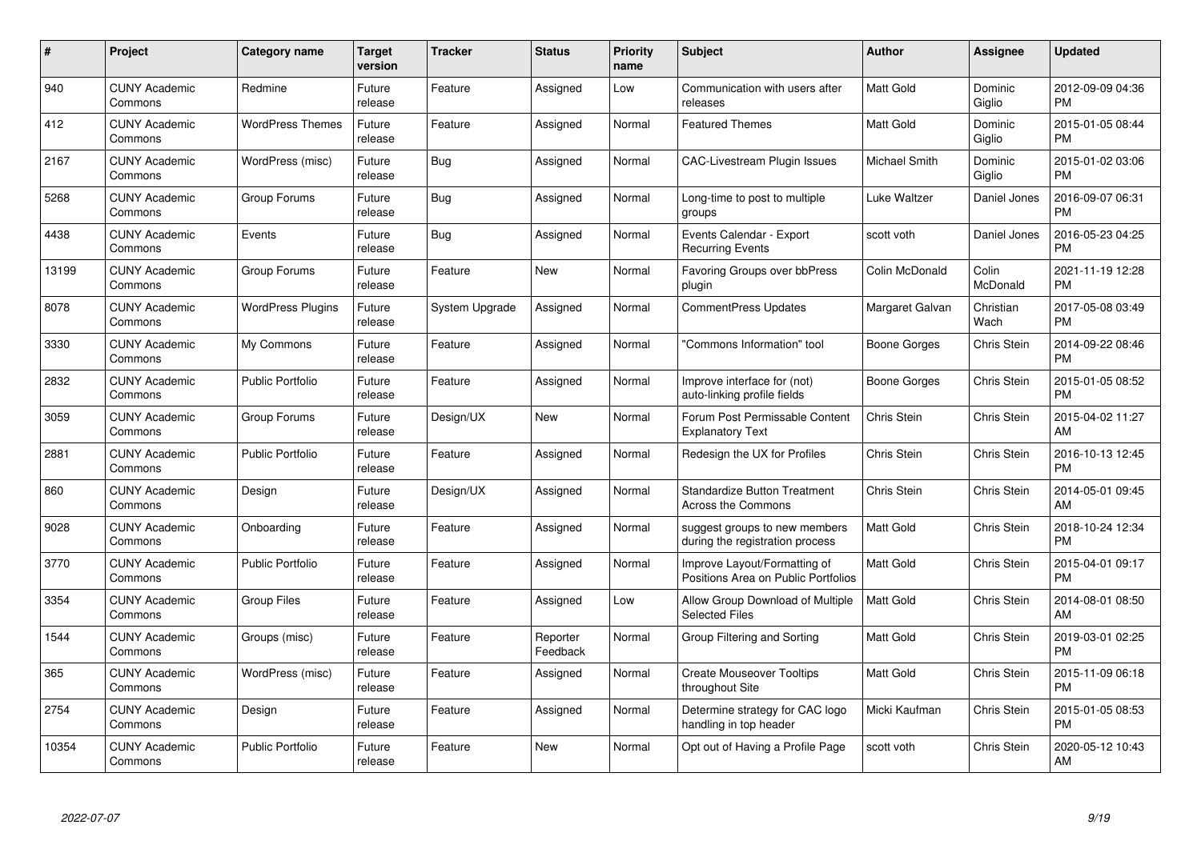| # | Project | Category name | Target version | Tracker | Status | Priority name | Subject | Author | Assignee | Updated |
|---|---|---|---|---|---|---|---|---|---|---|
| 940 | CUNY Academic Commons | Redmine | Future release | Feature | Assigned | Low | Communication with users after releases | Matt Gold | Dominic Giglio | 2012-09-09 04:36 PM |
| 412 | CUNY Academic Commons | WordPress Themes | Future release | Feature | Assigned | Normal | Featured Themes | Matt Gold | Dominic Giglio | 2015-01-05 08:44 PM |
| 2167 | CUNY Academic Commons | WordPress (misc) | Future release | Bug | Assigned | Normal | CAC-Livestream Plugin Issues | Michael Smith | Dominic Giglio | 2015-01-02 03:06 PM |
| 5268 | CUNY Academic Commons | Group Forums | Future release | Bug | Assigned | Normal | Long-time to post to multiple groups | Luke Waltzer | Daniel Jones | 2016-09-07 06:31 PM |
| 4438 | CUNY Academic Commons | Events | Future release | Bug | Assigned | Normal | Events Calendar - Export Recurring Events | scott voth | Daniel Jones | 2016-05-23 04:25 PM |
| 13199 | CUNY Academic Commons | Group Forums | Future release | Feature | New | Normal | Favoring Groups over bbPress plugin | Colin McDonald | Colin McDonald | 2021-11-19 12:28 PM |
| 8078 | CUNY Academic Commons | WordPress Plugins | Future release | System Upgrade | Assigned | Normal | CommentPress Updates | Margaret Galvan | Christian Wach | 2017-05-08 03:49 PM |
| 3330 | CUNY Academic Commons | My Commons | Future release | Feature | Assigned | Normal | "Commons Information" tool | Boone Gorges | Chris Stein | 2014-09-22 08:46 PM |
| 2832 | CUNY Academic Commons | Public Portfolio | Future release | Feature | Assigned | Normal | Improve interface for (not) auto-linking profile fields | Boone Gorges | Chris Stein | 2015-01-05 08:52 PM |
| 3059 | CUNY Academic Commons | Group Forums | Future release | Design/UX | New | Normal | Forum Post Permissable Content Explanatory Text | Chris Stein | Chris Stein | 2015-04-02 11:27 AM |
| 2881 | CUNY Academic Commons | Public Portfolio | Future release | Feature | Assigned | Normal | Redesign the UX for Profiles | Chris Stein | Chris Stein | 2016-10-13 12:45 PM |
| 860 | CUNY Academic Commons | Design | Future release | Design/UX | Assigned | Normal | Standardize Button Treatment Across the Commons | Chris Stein | Chris Stein | 2014-05-01 09:45 AM |
| 9028 | CUNY Academic Commons | Onboarding | Future release | Feature | Assigned | Normal | suggest groups to new members during the registration process | Matt Gold | Chris Stein | 2018-10-24 12:34 PM |
| 3770 | CUNY Academic Commons | Public Portfolio | Future release | Feature | Assigned | Normal | Improve Layout/Formatting of Positions Area on Public Portfolios | Matt Gold | Chris Stein | 2015-04-01 09:17 PM |
| 3354 | CUNY Academic Commons | Group Files | Future release | Feature | Assigned | Low | Allow Group Download of Multiple Selected Files | Matt Gold | Chris Stein | 2014-08-01 08:50 AM |
| 1544 | CUNY Academic Commons | Groups (misc) | Future release | Feature | Reporter Feedback | Normal | Group Filtering and Sorting | Matt Gold | Chris Stein | 2019-03-01 02:25 PM |
| 365 | CUNY Academic Commons | WordPress (misc) | Future release | Feature | Assigned | Normal | Create Mouseover Tooltips throughout Site | Matt Gold | Chris Stein | 2015-11-09 06:18 PM |
| 2754 | CUNY Academic Commons | Design | Future release | Feature | Assigned | Normal | Determine strategy for CAC logo handling in top header | Micki Kaufman | Chris Stein | 2015-01-05 08:53 PM |
| 10354 | CUNY Academic Commons | Public Portfolio | Future release | Feature | New | Normal | Opt out of Having a Profile Page | scott voth | Chris Stein | 2020-05-12 10:43 AM |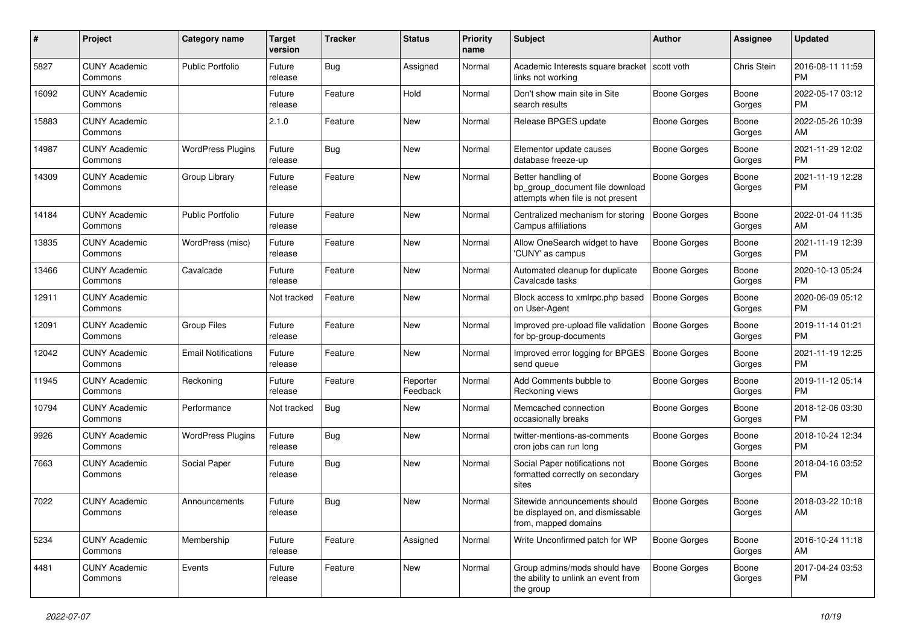| # | Project | Category name | Target version | Tracker | Status | Priority name | Subject | Author | Assignee | Updated |
|---|---|---|---|---|---|---|---|---|---|---|
| 5827 | CUNY Academic Commons | Public Portfolio | Future release | Bug | Assigned | Normal | Academic Interests square bracket links not working | scott voth | Chris Stein | 2016-08-11 11:59 PM |
| 16092 | CUNY Academic Commons | | Future release | Feature | Hold | Normal | Don't show main site in Site search results | Boone Gorges | Boone Gorges | 2022-05-17 03:12 PM |
| 15883 | CUNY Academic Commons | | 2.1.0 | Feature | New | Normal | Release BPGES update | Boone Gorges | Boone Gorges | 2022-05-26 10:39 AM |
| 14987 | CUNY Academic Commons | WordPress Plugins | Future release | Bug | New | Normal | Elementor update causes database freeze-up | Boone Gorges | Boone Gorges | 2021-11-29 12:02 PM |
| 14309 | CUNY Academic Commons | Group Library | Future release | Feature | New | Normal | Better handling of bp_group_document file download attempts when file is not present | Boone Gorges | Boone Gorges | 2021-11-19 12:28 PM |
| 14184 | CUNY Academic Commons | Public Portfolio | Future release | Feature | New | Normal | Centralized mechanism for storing Campus affiliations | Boone Gorges | Boone Gorges | 2022-01-04 11:35 AM |
| 13835 | CUNY Academic Commons | WordPress (misc) | Future release | Feature | New | Normal | Allow OneSearch widget to have 'CUNY' as campus | Boone Gorges | Boone Gorges | 2021-11-19 12:39 PM |
| 13466 | CUNY Academic Commons | Cavalcade | Future release | Feature | New | Normal | Automated cleanup for duplicate Cavalcade tasks | Boone Gorges | Boone Gorges | 2020-10-13 05:24 PM |
| 12911 | CUNY Academic Commons | | Not tracked | Feature | New | Normal | Block access to xmlrpc.php based on User-Agent | Boone Gorges | Boone Gorges | 2020-06-09 05:12 PM |
| 12091 | CUNY Academic Commons | Group Files | Future release | Feature | New | Normal | Improved pre-upload file validation for bp-group-documents | Boone Gorges | Boone Gorges | 2019-11-14 01:21 PM |
| 12042 | CUNY Academic Commons | Email Notifications | Future release | Feature | New | Normal | Improved error logging for BPGES send queue | Boone Gorges | Boone Gorges | 2021-11-19 12:25 PM |
| 11945 | CUNY Academic Commons | Reckoning | Future release | Feature | Reporter Feedback | Normal | Add Comments bubble to Reckoning views | Boone Gorges | Boone Gorges | 2019-11-12 05:14 PM |
| 10794 | CUNY Academic Commons | Performance | Not tracked | Bug | New | Normal | Memcached connection occasionally breaks | Boone Gorges | Boone Gorges | 2018-12-06 03:30 PM |
| 9926 | CUNY Academic Commons | WordPress Plugins | Future release | Bug | New | Normal | twitter-mentions-as-comments cron jobs can run long | Boone Gorges | Boone Gorges | 2018-10-24 12:34 PM |
| 7663 | CUNY Academic Commons | Social Paper | Future release | Bug | New | Normal | Social Paper notifications not formatted correctly on secondary sites | Boone Gorges | Boone Gorges | 2018-04-16 03:52 PM |
| 7022 | CUNY Academic Commons | Announcements | Future release | Bug | New | Normal | Sitewide announcements should be displayed on, and dismissable from, mapped domains | Boone Gorges | Boone Gorges | 2018-03-22 10:18 AM |
| 5234 | CUNY Academic Commons | Membership | Future release | Feature | Assigned | Normal | Write Unconfirmed patch for WP | Boone Gorges | Boone Gorges | 2016-10-24 11:18 AM |
| 4481 | CUNY Academic Commons | Events | Future release | Feature | New | Normal | Group admins/mods should have the ability to unlink an event from the group | Boone Gorges | Boone Gorges | 2017-04-24 03:53 PM |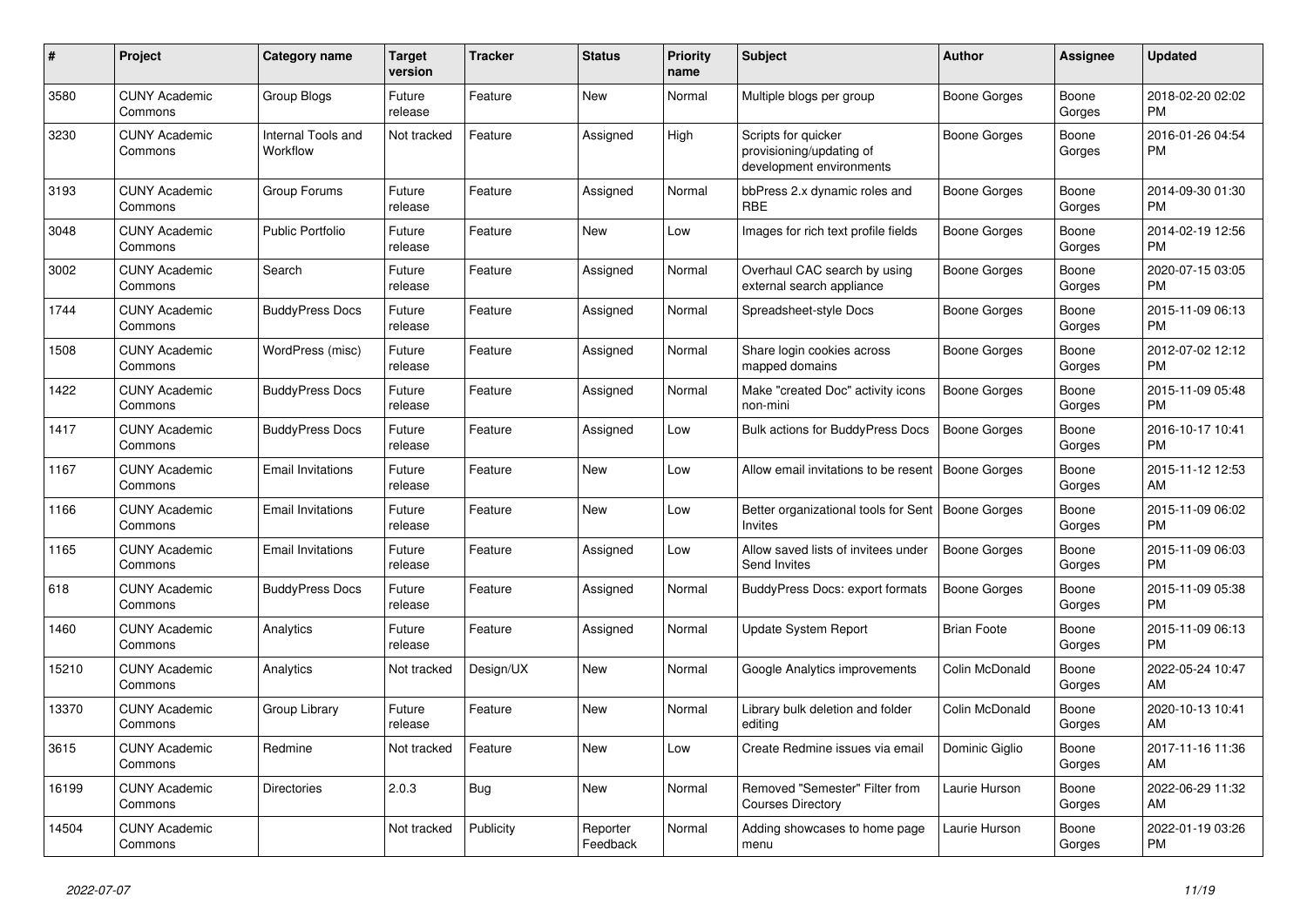| # | Project | Category name | Target version | Tracker | Status | Priority name | Subject | Author | Assignee | Updated |
|---|---|---|---|---|---|---|---|---|---|---|
| 3580 | CUNY Academic Commons | Group Blogs | Future release | Feature | New | Normal | Multiple blogs per group | Boone Gorges | Boone Gorges | 2018-02-20 02:02 PM |
| 3230 | CUNY Academic Commons | Internal Tools and Workflow | Not tracked | Feature | Assigned | High | Scripts for quicker provisioning/updating of development environments | Boone Gorges | Boone Gorges | 2016-01-26 04:54 PM |
| 3193 | CUNY Academic Commons | Group Forums | Future release | Feature | Assigned | Normal | bbPress 2.x dynamic roles and RBE | Boone Gorges | Boone Gorges | 2014-09-30 01:30 PM |
| 3048 | CUNY Academic Commons | Public Portfolio | Future release | Feature | New | Low | Images for rich text profile fields | Boone Gorges | Boone Gorges | 2014-02-19 12:56 PM |
| 3002 | CUNY Academic Commons | Search | Future release | Feature | Assigned | Normal | Overhaul CAC search by using external search appliance | Boone Gorges | Boone Gorges | 2020-07-15 03:05 PM |
| 1744 | CUNY Academic Commons | BuddyPress Docs | Future release | Feature | Assigned | Normal | Spreadsheet-style Docs | Boone Gorges | Boone Gorges | 2015-11-09 06:13 PM |
| 1508 | CUNY Academic Commons | WordPress (misc) | Future release | Feature | Assigned | Normal | Share login cookies across mapped domains | Boone Gorges | Boone Gorges | 2012-07-02 12:12 PM |
| 1422 | CUNY Academic Commons | BuddyPress Docs | Future release | Feature | Assigned | Normal | Make "created Doc" activity icons non-mini | Boone Gorges | Boone Gorges | 2015-11-09 05:48 PM |
| 1417 | CUNY Academic Commons | BuddyPress Docs | Future release | Feature | Assigned | Low | Bulk actions for BuddyPress Docs | Boone Gorges | Boone Gorges | 2016-10-17 10:41 PM |
| 1167 | CUNY Academic Commons | Email Invitations | Future release | Feature | New | Low | Allow email invitations to be resent | Boone Gorges | Boone Gorges | 2015-11-12 12:53 AM |
| 1166 | CUNY Academic Commons | Email Invitations | Future release | Feature | New | Low | Better organizational tools for Sent Invites | Boone Gorges | Boone Gorges | 2015-11-09 06:02 PM |
| 1165 | CUNY Academic Commons | Email Invitations | Future release | Feature | Assigned | Low | Allow saved lists of invitees under Send Invites | Boone Gorges | Boone Gorges | 2015-11-09 06:03 PM |
| 618 | CUNY Academic Commons | BuddyPress Docs | Future release | Feature | Assigned | Normal | BuddyPress Docs: export formats | Boone Gorges | Boone Gorges | 2015-11-09 05:38 PM |
| 1460 | CUNY Academic Commons | Analytics | Future release | Feature | Assigned | Normal | Update System Report | Brian Foote | Boone Gorges | 2015-11-09 06:13 PM |
| 15210 | CUNY Academic Commons | Analytics | Not tracked | Design/UX | New | Normal | Google Analytics improvements | Colin McDonald | Boone Gorges | 2022-05-24 10:47 AM |
| 13370 | CUNY Academic Commons | Group Library | Future release | Feature | New | Normal | Library bulk deletion and folder editing | Colin McDonald | Boone Gorges | 2020-10-13 10:41 AM |
| 3615 | CUNY Academic Commons | Redmine | Not tracked | Feature | New | Low | Create Redmine issues via email | Dominic Giglio | Boone Gorges | 2017-11-16 11:36 AM |
| 16199 | CUNY Academic Commons | Directories | 2.0.3 | Bug | New | Normal | Removed "Semester" Filter from Courses Directory | Laurie Hurson | Boone Gorges | 2022-06-29 11:32 AM |
| 14504 | CUNY Academic Commons | | Not tracked | Publicity | Reporter Feedback | Normal | Adding showcases to home page menu | Laurie Hurson | Boone Gorges | 2022-01-19 03:26 PM |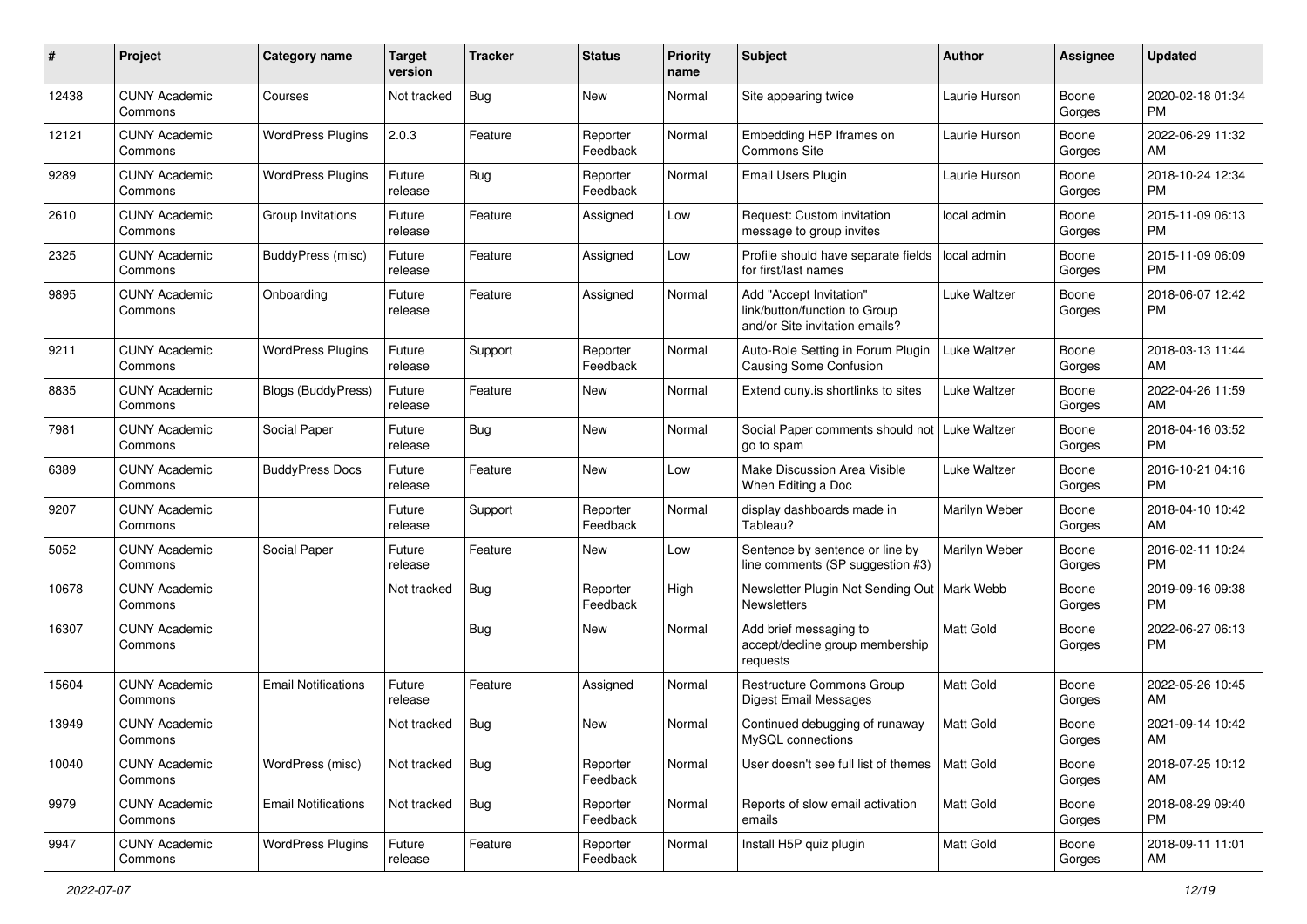| # | Project | Category name | Target version | Tracker | Status | Priority name | Subject | Author | Assignee | Updated |
|---|---|---|---|---|---|---|---|---|---|---|
| 12438 | CUNY Academic Commons | Courses | Not tracked | Bug | New | Normal | Site appearing twice | Laurie Hurson | Boone Gorges | 2020-02-18 01:34 PM |
| 12121 | CUNY Academic Commons | WordPress Plugins | 2.0.3 | Feature | Reporter Feedback | Normal | Embedding H5P Iframes on Commons Site | Laurie Hurson | Boone Gorges | 2022-06-29 11:32 AM |
| 9289 | CUNY Academic Commons | WordPress Plugins | Future release | Bug | Reporter Feedback | Normal | Email Users Plugin | Laurie Hurson | Boone Gorges | 2018-10-24 12:34 PM |
| 2610 | CUNY Academic Commons | Group Invitations | Future release | Feature | Assigned | Low | Request: Custom invitation message to group invites | local admin | Boone Gorges | 2015-11-09 06:13 PM |
| 2325 | CUNY Academic Commons | BuddyPress (misc) | Future release | Feature | Assigned | Low | Profile should have separate fields for first/last names | local admin | Boone Gorges | 2015-11-09 06:09 PM |
| 9895 | CUNY Academic Commons | Onboarding | Future release | Feature | Assigned | Normal | Add "Accept Invitation" link/button/function to Group and/or Site invitation emails? | Luke Waltzer | Boone Gorges | 2018-06-07 12:42 PM |
| 9211 | CUNY Academic Commons | WordPress Plugins | Future release | Support | Reporter Feedback | Normal | Auto-Role Setting in Forum Plugin Causing Some Confusion | Luke Waltzer | Boone Gorges | 2018-03-13 11:44 AM |
| 8835 | CUNY Academic Commons | Blogs (BuddyPress) | Future release | Feature | New | Normal | Extend cuny.is shortlinks to sites | Luke Waltzer | Boone Gorges | 2022-04-26 11:59 AM |
| 7981 | CUNY Academic Commons | Social Paper | Future release | Bug | New | Normal | Social Paper comments should not go to spam | Luke Waltzer | Boone Gorges | 2018-04-16 03:52 PM |
| 6389 | CUNY Academic Commons | BuddyPress Docs | Future release | Feature | New | Low | Make Discussion Area Visible When Editing a Doc | Luke Waltzer | Boone Gorges | 2016-10-21 04:16 PM |
| 9207 | CUNY Academic Commons | | Future release | Support | Reporter Feedback | Normal | display dashboards made in Tableau? | Marilyn Weber | Boone Gorges | 2018-04-10 10:42 AM |
| 5052 | CUNY Academic Commons | Social Paper | Future release | Feature | New | Low | Sentence by sentence or line by line comments (SP suggestion #3) | Marilyn Weber | Boone Gorges | 2016-02-11 10:24 PM |
| 10678 | CUNY Academic Commons | | Not tracked | Bug | Reporter Feedback | High | Newsletter Plugin Not Sending Out Newsletters | Mark Webb | Boone Gorges | 2019-09-16 09:38 PM |
| 16307 | CUNY Academic Commons | | | Bug | New | Normal | Add brief messaging to accept/decline group membership requests | Matt Gold | Boone Gorges | 2022-06-27 06:13 PM |
| 15604 | CUNY Academic Commons | Email Notifications | Future release | Feature | Assigned | Normal | Restructure Commons Group Digest Email Messages | Matt Gold | Boone Gorges | 2022-05-26 10:45 AM |
| 13949 | CUNY Academic Commons | | Not tracked | Bug | New | Normal | Continued debugging of runaway MySQL connections | Matt Gold | Boone Gorges | 2021-09-14 10:42 AM |
| 10040 | CUNY Academic Commons | WordPress (misc) | Not tracked | Bug | Reporter Feedback | Normal | User doesn't see full list of themes | Matt Gold | Boone Gorges | 2018-07-25 10:12 AM |
| 9979 | CUNY Academic Commons | Email Notifications | Not tracked | Bug | Reporter Feedback | Normal | Reports of slow email activation emails | Matt Gold | Boone Gorges | 2018-08-29 09:40 PM |
| 9947 | CUNY Academic Commons | WordPress Plugins | Future release | Feature | Reporter Feedback | Normal | Install H5P quiz plugin | Matt Gold | Boone Gorges | 2018-09-11 11:01 AM |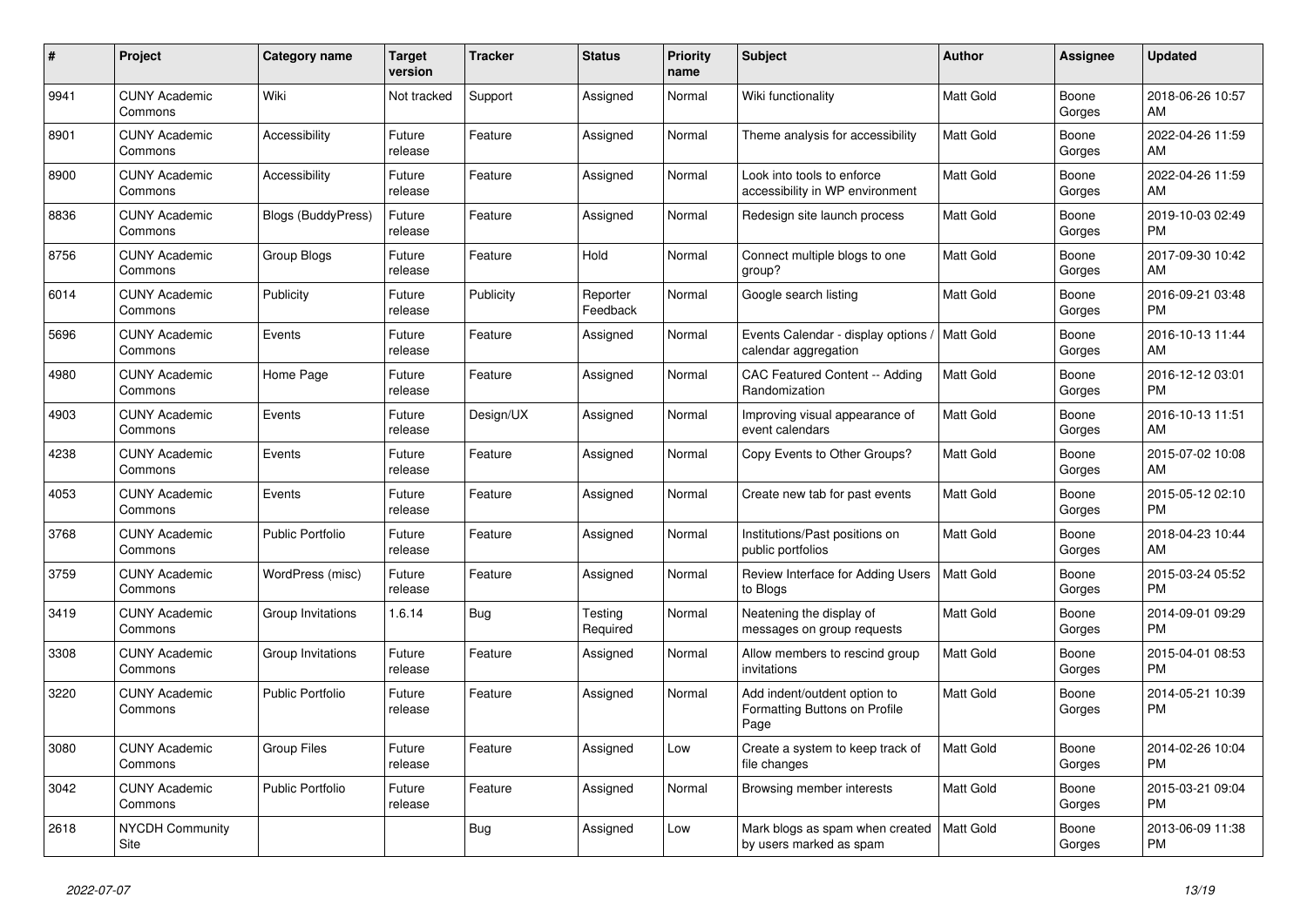| # | Project | Category name | Target version | Tracker | Status | Priority name | Subject | Author | Assignee | Updated |
|---|---|---|---|---|---|---|---|---|---|---|
| 9941 | CUNY Academic Commons | Wiki | Not tracked | Support | Assigned | Normal | Wiki functionality | Matt Gold | Boone Gorges | 2018-06-26 10:57 AM |
| 8901 | CUNY Academic Commons | Accessibility | Future release | Feature | Assigned | Normal | Theme analysis for accessibility | Matt Gold | Boone Gorges | 2022-04-26 11:59 AM |
| 8900 | CUNY Academic Commons | Accessibility | Future release | Feature | Assigned | Normal | Look into tools to enforce accessibility in WP environment | Matt Gold | Boone Gorges | 2022-04-26 11:59 AM |
| 8836 | CUNY Academic Commons | Blogs (BuddyPress) | Future release | Feature | Assigned | Normal | Redesign site launch process | Matt Gold | Boone Gorges | 2019-10-03 02:49 PM |
| 8756 | CUNY Academic Commons | Group Blogs | Future release | Feature | Hold | Normal | Connect multiple blogs to one group? | Matt Gold | Boone Gorges | 2017-09-30 10:42 AM |
| 6014 | CUNY Academic Commons | Publicity | Future release | Publicity | Reporter Feedback | Normal | Google search listing | Matt Gold | Boone Gorges | 2016-09-21 03:48 PM |
| 5696 | CUNY Academic Commons | Events | Future release | Feature | Assigned | Normal | Events Calendar - display options / calendar aggregation | Matt Gold | Boone Gorges | 2016-10-13 11:44 AM |
| 4980 | CUNY Academic Commons | Home Page | Future release | Feature | Assigned | Normal | CAC Featured Content -- Adding Randomization | Matt Gold | Boone Gorges | 2016-12-12 03:01 PM |
| 4903 | CUNY Academic Commons | Events | Future release | Design/UX | Assigned | Normal | Improving visual appearance of event calendars | Matt Gold | Boone Gorges | 2016-10-13 11:51 AM |
| 4238 | CUNY Academic Commons | Events | Future release | Feature | Assigned | Normal | Copy Events to Other Groups? | Matt Gold | Boone Gorges | 2015-07-02 10:08 AM |
| 4053 | CUNY Academic Commons | Events | Future release | Feature | Assigned | Normal | Create new tab for past events | Matt Gold | Boone Gorges | 2015-05-12 02:10 PM |
| 3768 | CUNY Academic Commons | Public Portfolio | Future release | Feature | Assigned | Normal | Institutions/Past positions on public portfolios | Matt Gold | Boone Gorges | 2018-04-23 10:44 AM |
| 3759 | CUNY Academic Commons | WordPress (misc) | Future release | Feature | Assigned | Normal | Review Interface for Adding Users to Blogs | Matt Gold | Boone Gorges | 2015-03-24 05:52 PM |
| 3419 | CUNY Academic Commons | Group Invitations | 1.6.14 | Bug | Testing Required | Normal | Neatening the display of messages on group requests | Matt Gold | Boone Gorges | 2014-09-01 09:29 PM |
| 3308 | CUNY Academic Commons | Group Invitations | Future release | Feature | Assigned | Normal | Allow members to rescind group invitations | Matt Gold | Boone Gorges | 2015-04-01 08:53 PM |
| 3220 | CUNY Academic Commons | Public Portfolio | Future release | Feature | Assigned | Normal | Add indent/outdent option to Formatting Buttons on Profile Page | Matt Gold | Boone Gorges | 2014-05-21 10:39 PM |
| 3080 | CUNY Academic Commons | Group Files | Future release | Feature | Assigned | Low | Create a system to keep track of file changes | Matt Gold | Boone Gorges | 2014-02-26 10:04 PM |
| 3042 | CUNY Academic Commons | Public Portfolio | Future release | Feature | Assigned | Normal | Browsing member interests | Matt Gold | Boone Gorges | 2015-03-21 09:04 PM |
| 2618 | NYCDH Community Site | | | Bug | Assigned | Low | Mark blogs as spam when created by users marked as spam | Matt Gold | Boone Gorges | 2013-06-09 11:38 PM |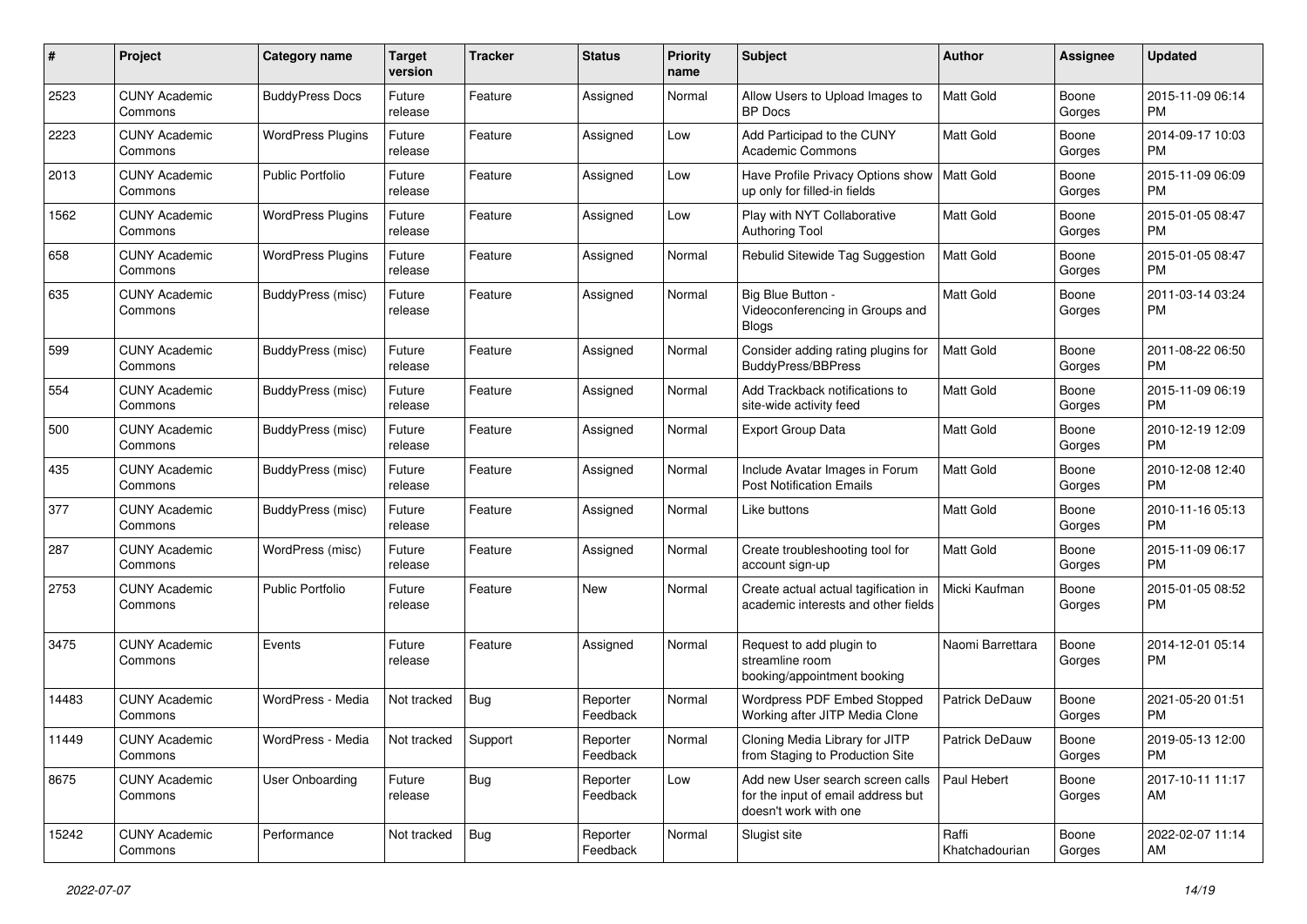| # | Project | Category name | Target version | Tracker | Status | Priority name | Subject | Author | Assignee | Updated |
|---|---|---|---|---|---|---|---|---|---|---|
| 2523 | CUNY Academic Commons | BuddyPress Docs | Future release | Feature | Assigned | Normal | Allow Users to Upload Images to BP Docs | Matt Gold | Boone Gorges | 2015-11-09 06:14 PM |
| 2223 | CUNY Academic Commons | WordPress Plugins | Future release | Feature | Assigned | Low | Add Participad to the CUNY Academic Commons | Matt Gold | Boone Gorges | 2014-09-17 10:03 PM |
| 2013 | CUNY Academic Commons | Public Portfolio | Future release | Feature | Assigned | Low | Have Profile Privacy Options show up only for filled-in fields | Matt Gold | Boone Gorges | 2015-11-09 06:09 PM |
| 1562 | CUNY Academic Commons | WordPress Plugins | Future release | Feature | Assigned | Low | Play with NYT Collaborative Authoring Tool | Matt Gold | Boone Gorges | 2015-01-05 08:47 PM |
| 658 | CUNY Academic Commons | WordPress Plugins | Future release | Feature | Assigned | Normal | Rebulid Sitewide Tag Suggestion | Matt Gold | Boone Gorges | 2015-01-05 08:47 PM |
| 635 | CUNY Academic Commons | BuddyPress (misc) | Future release | Feature | Assigned | Normal | Big Blue Button - Videoconferencing in Groups and Blogs | Matt Gold | Boone Gorges | 2011-03-14 03:24 PM |
| 599 | CUNY Academic Commons | BuddyPress (misc) | Future release | Feature | Assigned | Normal | Consider adding rating plugins for BuddyPress/BBPress | Matt Gold | Boone Gorges | 2011-08-22 06:50 PM |
| 554 | CUNY Academic Commons | BuddyPress (misc) | Future release | Feature | Assigned | Normal | Add Trackback notifications to site-wide activity feed | Matt Gold | Boone Gorges | 2015-11-09 06:19 PM |
| 500 | CUNY Academic Commons | BuddyPress (misc) | Future release | Feature | Assigned | Normal | Export Group Data | Matt Gold | Boone Gorges | 2010-12-19 12:09 PM |
| 435 | CUNY Academic Commons | BuddyPress (misc) | Future release | Feature | Assigned | Normal | Include Avatar Images in Forum Post Notification Emails | Matt Gold | Boone Gorges | 2010-12-08 12:40 PM |
| 377 | CUNY Academic Commons | BuddyPress (misc) | Future release | Feature | Assigned | Normal | Like buttons | Matt Gold | Boone Gorges | 2010-11-16 05:13 PM |
| 287 | CUNY Academic Commons | WordPress (misc) | Future release | Feature | Assigned | Normal | Create troubleshooting tool for account sign-up | Matt Gold | Boone Gorges | 2015-11-09 06:17 PM |
| 2753 | CUNY Academic Commons | Public Portfolio | Future release | Feature | New | Normal | Create actual actual tagification in academic interests and other fields | Micki Kaufman | Boone Gorges | 2015-01-05 08:52 PM |
| 3475 | CUNY Academic Commons | Events | Future release | Feature | Assigned | Normal | Request to add plugin to streamline room booking/appointment booking | Naomi Barrettara | Boone Gorges | 2014-12-01 05:14 PM |
| 14483 | CUNY Academic Commons | WordPress - Media | Not tracked | Bug | Reporter Feedback | Normal | Wordpress PDF Embed Stopped Working after JITP Media Clone | Patrick DeDauw | Boone Gorges | 2021-05-20 01:51 PM |
| 11449 | CUNY Academic Commons | WordPress - Media | Not tracked | Support | Reporter Feedback | Normal | Cloning Media Library for JITP from Staging to Production Site | Patrick DeDauw | Boone Gorges | 2019-05-13 12:00 PM |
| 8675 | CUNY Academic Commons | User Onboarding | Future release | Bug | Reporter Feedback | Low | Add new User search screen calls for the input of email address but doesn't work with one | Paul Hebert | Boone Gorges | 2017-10-11 11:17 AM |
| 15242 | CUNY Academic Commons | Performance | Not tracked | Bug | Reporter Feedback | Normal | Slugist site | Raffi Khatchadourian | Boone Gorges | 2022-02-07 11:14 AM |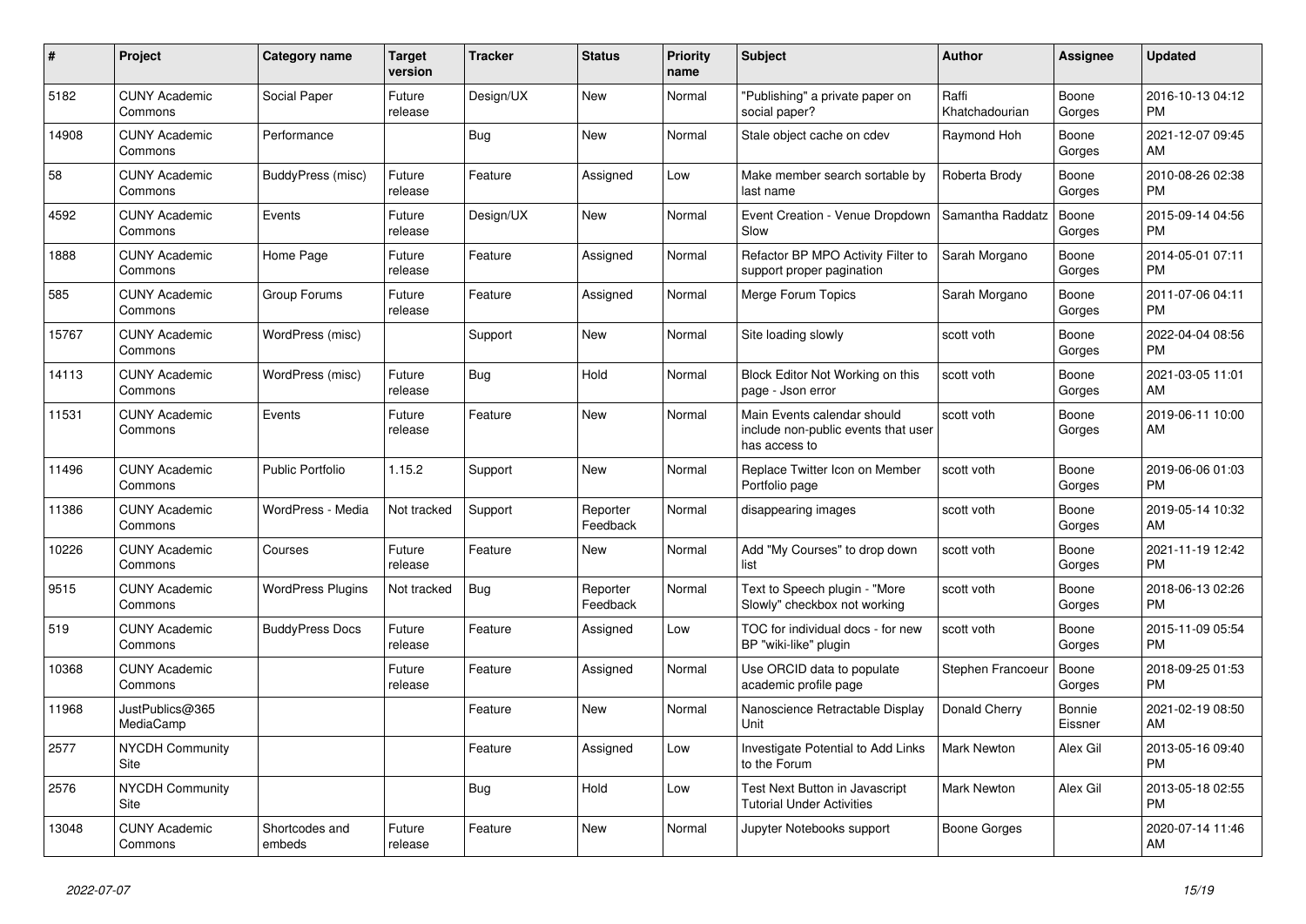| # | Project | Category name | Target version | Tracker | Status | Priority name | Subject | Author | Assignee | Updated |
|---|---|---|---|---|---|---|---|---|---|---|
| 5182 | CUNY Academic Commons | Social Paper | Future release | Design/UX | New | Normal | "Publishing" a private paper on social paper? | Raffi Khatchadourian | Boone Gorges | 2016-10-13 04:12 PM |
| 14908 | CUNY Academic Commons | Performance | | Bug | New | Normal | Stale object cache on cdev | Raymond Hoh | Boone Gorges | 2021-12-07 09:45 AM |
| 58 | CUNY Academic Commons | BuddyPress (misc) | Future release | Feature | Assigned | Low | Make member search sortable by last name | Roberta Brody | Boone Gorges | 2010-08-26 02:38 PM |
| 4592 | CUNY Academic Commons | Events | Future release | Design/UX | New | Normal | Event Creation - Venue Dropdown Slow | Samantha Raddatz | Boone Gorges | 2015-09-14 04:56 PM |
| 1888 | CUNY Academic Commons | Home Page | Future release | Feature | Assigned | Normal | Refactor BP MPO Activity Filter to support proper pagination | Sarah Morgano | Boone Gorges | 2014-05-01 07:11 PM |
| 585 | CUNY Academic Commons | Group Forums | Future release | Feature | Assigned | Normal | Merge Forum Topics | Sarah Morgano | Boone Gorges | 2011-07-06 04:11 PM |
| 15767 | CUNY Academic Commons | WordPress (misc) | | Support | New | Normal | Site loading slowly | scott voth | Boone Gorges | 2022-04-04 08:56 PM |
| 14113 | CUNY Academic Commons | WordPress (misc) | Future release | Bug | Hold | Normal | Block Editor Not Working on this page - Json error | scott voth | Boone Gorges | 2021-03-05 11:01 AM |
| 11531 | CUNY Academic Commons | Events | Future release | Feature | New | Normal | Main Events calendar should include non-public events that user has access to | scott voth | Boone Gorges | 2019-06-11 10:00 AM |
| 11496 | CUNY Academic Commons | Public Portfolio | 1.15.2 | Support | New | Normal | Replace Twitter Icon on Member Portfolio page | scott voth | Boone Gorges | 2019-06-06 01:03 PM |
| 11386 | CUNY Academic Commons | WordPress - Media | Not tracked | Support | Reporter Feedback | Normal | disappearing images | scott voth | Boone Gorges | 2019-05-14 10:32 AM |
| 10226 | CUNY Academic Commons | Courses | Future release | Feature | New | Normal | Add "My Courses" to drop down list | scott voth | Boone Gorges | 2021-11-19 12:42 PM |
| 9515 | CUNY Academic Commons | WordPress Plugins | Not tracked | Bug | Reporter Feedback | Normal | Text to Speech plugin - "More Slowly" checkbox not working | scott voth | Boone Gorges | 2018-06-13 02:26 PM |
| 519 | CUNY Academic Commons | BuddyPress Docs | Future release | Feature | Assigned | Low | TOC for individual docs - for new BP "wiki-like" plugin | scott voth | Boone Gorges | 2015-11-09 05:54 PM |
| 10368 | CUNY Academic Commons | | Future release | Feature | Assigned | Normal | Use ORCID data to populate academic profile page | Stephen Francoeur | Boone Gorges | 2018-09-25 01:53 PM |
| 11968 | JustPublics@365 MediaCamp | | | Feature | New | Normal | Nanoscience Retractable Display Unit | Donald Cherry | Bonnie Eissner | 2021-02-19 08:50 AM |
| 2577 | NYCDH Community Site | | | Feature | Assigned | Low | Investigate Potential to Add Links to the Forum | Mark Newton | Alex Gil | 2013-05-16 09:40 PM |
| 2576 | NYCDH Community Site | | | Bug | Hold | Low | Test Next Button in Javascript Tutorial Under Activities | Mark Newton | Alex Gil | 2013-05-18 02:55 PM |
| 13048 | CUNY Academic Commons | Shortcodes and embeds | Future release | Feature | New | Normal | Jupyter Notebooks support | Boone Gorges | | 2020-07-14 11:46 AM |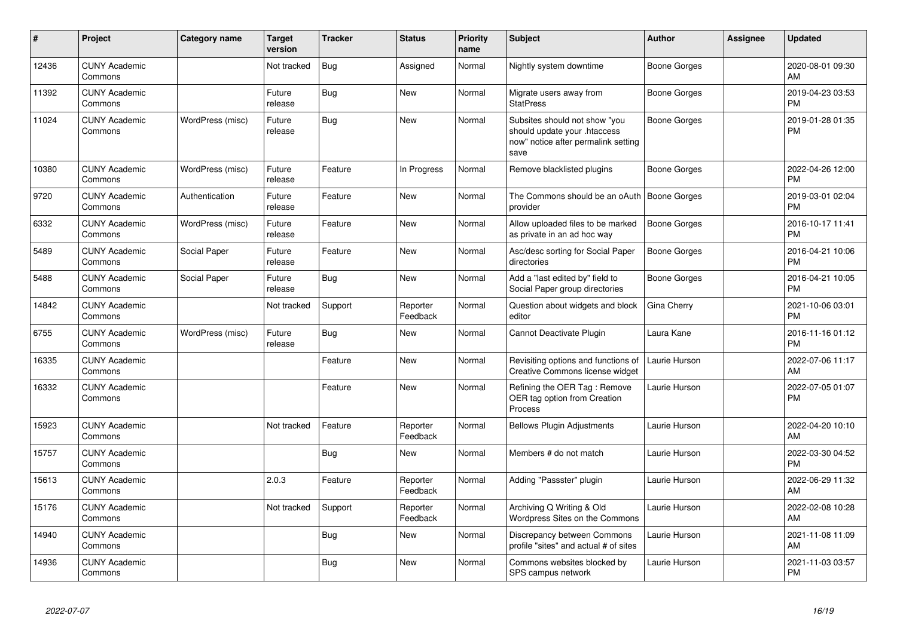| # | Project | Category name | Target version | Tracker | Status | Priority name | Subject | Author | Assignee | Updated |
|---|---|---|---|---|---|---|---|---|---|---|
| 12436 | CUNY Academic Commons | | Not tracked | Bug | Assigned | Normal | Nightly system downtime | Boone Gorges | | 2020-08-01 09:30 AM |
| 11392 | CUNY Academic Commons | | Future release | Bug | New | Normal | Migrate users away from StatPress | Boone Gorges | | 2019-04-23 03:53 PM |
| 11024 | CUNY Academic Commons | WordPress (misc) | Future release | Bug | New | Normal | Subsites should not show "you should update your .htaccess now" notice after permalink setting save | Boone Gorges | | 2019-01-28 01:35 PM |
| 10380 | CUNY Academic Commons | WordPress (misc) | Future release | Feature | In Progress | Normal | Remove blacklisted plugins | Boone Gorges | | 2022-04-26 12:00 PM |
| 9720 | CUNY Academic Commons | Authentication | Future release | Feature | New | Normal | The Commons should be an oAuth provider | Boone Gorges | | 2019-03-01 02:04 PM |
| 6332 | CUNY Academic Commons | WordPress (misc) | Future release | Feature | New | Normal | Allow uploaded files to be marked as private in an ad hoc way | Boone Gorges | | 2016-10-17 11:41 PM |
| 5489 | CUNY Academic Commons | Social Paper | Future release | Feature | New | Normal | Asc/desc sorting for Social Paper directories | Boone Gorges | | 2016-04-21 10:06 PM |
| 5488 | CUNY Academic Commons | Social Paper | Future release | Bug | New | Normal | Add a "last edited by" field to Social Paper group directories | Boone Gorges | | 2016-04-21 10:05 PM |
| 14842 | CUNY Academic Commons | | Not tracked | Support | Reporter Feedback | Normal | Question about widgets and block editor | Gina Cherry | | 2021-10-06 03:01 PM |
| 6755 | CUNY Academic Commons | WordPress (misc) | Future release | Bug | New | Normal | Cannot Deactivate Plugin | Laura Kane | | 2016-11-16 01:12 PM |
| 16335 | CUNY Academic Commons | | | Feature | New | Normal | Revisiting options and functions of Creative Commons license widget | Laurie Hurson | | 2022-07-06 11:17 AM |
| 16332 | CUNY Academic Commons | | | Feature | New | Normal | Refining the OER Tag : Remove OER tag option from Creation Process | Laurie Hurson | | 2022-07-05 01:07 PM |
| 15923 | CUNY Academic Commons | | Not tracked | Feature | Reporter Feedback | Normal | Bellows Plugin Adjustments | Laurie Hurson | | 2022-04-20 10:10 AM |
| 15757 | CUNY Academic Commons | | | Bug | New | Normal | Members # do not match | Laurie Hurson | | 2022-03-30 04:52 PM |
| 15613 | CUNY Academic Commons | | 2.0.3 | Feature | Reporter Feedback | Normal | Adding "Passster" plugin | Laurie Hurson | | 2022-06-29 11:32 AM |
| 15176 | CUNY Academic Commons | | Not tracked | Support | Reporter Feedback | Normal | Archiving Q Writing & Old Wordpress Sites on the Commons | Laurie Hurson | | 2022-02-08 10:28 AM |
| 14940 | CUNY Academic Commons | | | Bug | New | Normal | Discrepancy between Commons profile "sites" and actual # of sites | Laurie Hurson | | 2021-11-08 11:09 AM |
| 14936 | CUNY Academic Commons | | | Bug | New | Normal | Commons websites blocked by SPS campus network | Laurie Hurson | | 2021-11-03 03:57 PM |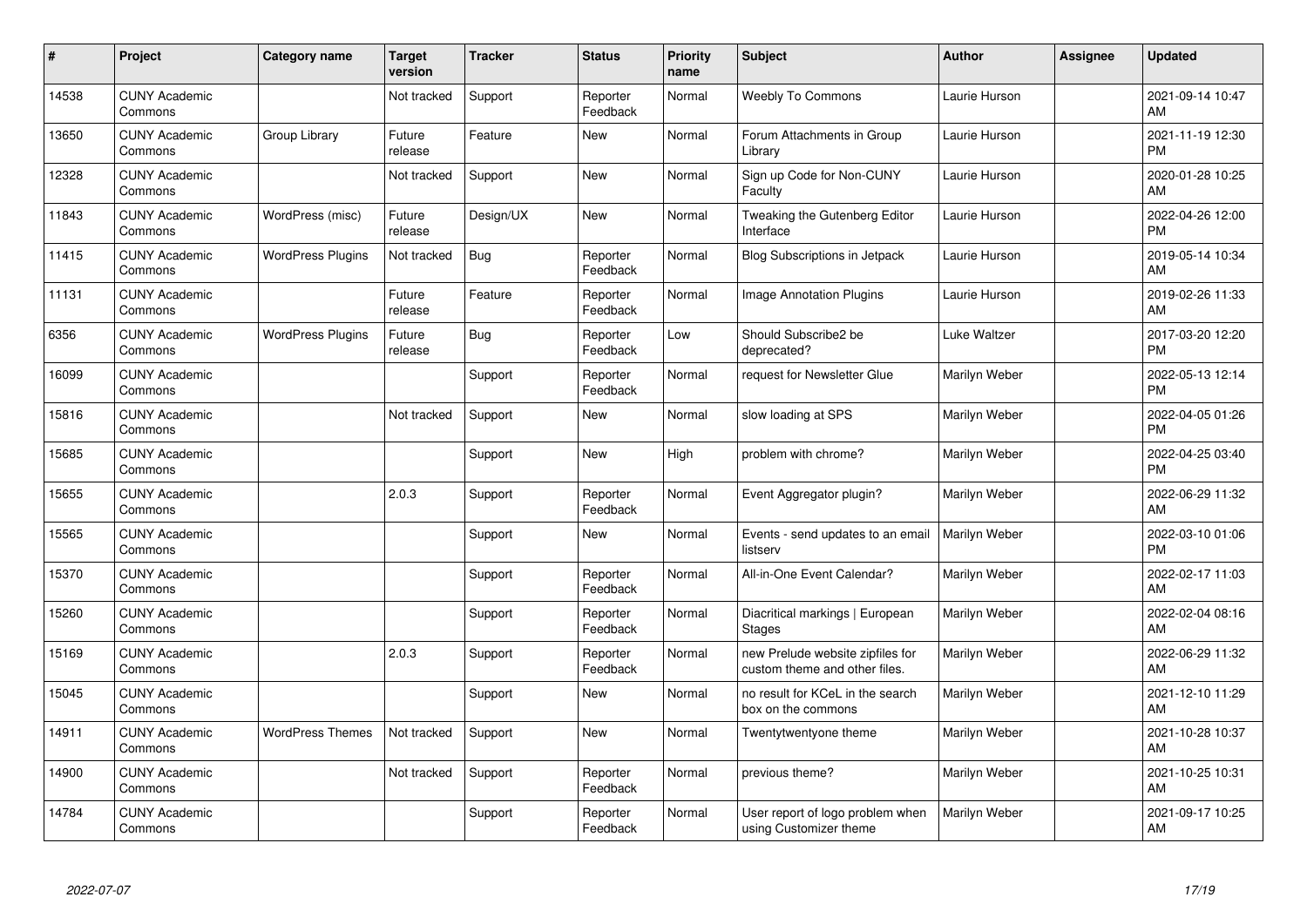| # | Project | Category name | Target version | Tracker | Status | Priority name | Subject | Author | Assignee | Updated |
|---|---|---|---|---|---|---|---|---|---|---|
| 14538 | CUNY Academic Commons | | Not tracked | Support | Reporter Feedback | Normal | Weebly To Commons | Laurie Hurson | | 2021-09-14 10:47 AM |
| 13650 | CUNY Academic Commons | Group Library | Future release | Feature | New | Normal | Forum Attachments in Group Library | Laurie Hurson | | 2021-11-19 12:30 PM |
| 12328 | CUNY Academic Commons | | Not tracked | Support | New | Normal | Sign up Code for Non-CUNY Faculty | Laurie Hurson | | 2020-01-28 10:25 AM |
| 11843 | CUNY Academic Commons | WordPress (misc) | Future release | Design/UX | New | Normal | Tweaking the Gutenberg Editor Interface | Laurie Hurson | | 2022-04-26 12:00 PM |
| 11415 | CUNY Academic Commons | WordPress Plugins | Not tracked | Bug | Reporter Feedback | Normal | Blog Subscriptions in Jetpack | Laurie Hurson | | 2019-05-14 10:34 AM |
| 11131 | CUNY Academic Commons | | Future release | Feature | Reporter Feedback | Normal | Image Annotation Plugins | Laurie Hurson | | 2019-02-26 11:33 AM |
| 6356 | CUNY Academic Commons | WordPress Plugins | Future release | Bug | Reporter Feedback | Low | Should Subscribe2 be deprecated? | Luke Waltzer | | 2017-03-20 12:20 PM |
| 16099 | CUNY Academic Commons | | | Support | Reporter Feedback | Normal | request for Newsletter Glue | Marilyn Weber | | 2022-05-13 12:14 PM |
| 15816 | CUNY Academic Commons | | Not tracked | Support | New | Normal | slow loading at SPS | Marilyn Weber | | 2022-04-05 01:26 PM |
| 15685 | CUNY Academic Commons | | | Support | New | High | problem with chrome? | Marilyn Weber | | 2022-04-25 03:40 PM |
| 15655 | CUNY Academic Commons | | 2.0.3 | Support | Reporter Feedback | Normal | Event Aggregator plugin? | Marilyn Weber | | 2022-06-29 11:32 AM |
| 15565 | CUNY Academic Commons | | | Support | New | Normal | Events - send updates to an email listserv | Marilyn Weber | | 2022-03-10 01:06 PM |
| 15370 | CUNY Academic Commons | | | Support | Reporter Feedback | Normal | All-in-One Event Calendar? | Marilyn Weber | | 2022-02-17 11:03 AM |
| 15260 | CUNY Academic Commons | | | Support | Reporter Feedback | Normal | Diacritical markings \| European Stages | Marilyn Weber | | 2022-02-04 08:16 AM |
| 15169 | CUNY Academic Commons | | 2.0.3 | Support | Reporter Feedback | Normal | new Prelude website zipfiles for custom theme and other files. | Marilyn Weber | | 2022-06-29 11:32 AM |
| 15045 | CUNY Academic Commons | | | Support | New | Normal | no result for KCeL in the search box on the commons | Marilyn Weber | | 2021-12-10 11:29 AM |
| 14911 | CUNY Academic Commons | WordPress Themes | Not tracked | Support | New | Normal | Twentytwentyone theme | Marilyn Weber | | 2021-10-28 10:37 AM |
| 14900 | CUNY Academic Commons | | Not tracked | Support | Reporter Feedback | Normal | previous theme? | Marilyn Weber | | 2021-10-25 10:31 AM |
| 14784 | CUNY Academic Commons | | | Support | Reporter Feedback | Normal | User report of logo problem when using Customizer theme | Marilyn Weber | | 2021-09-17 10:25 AM |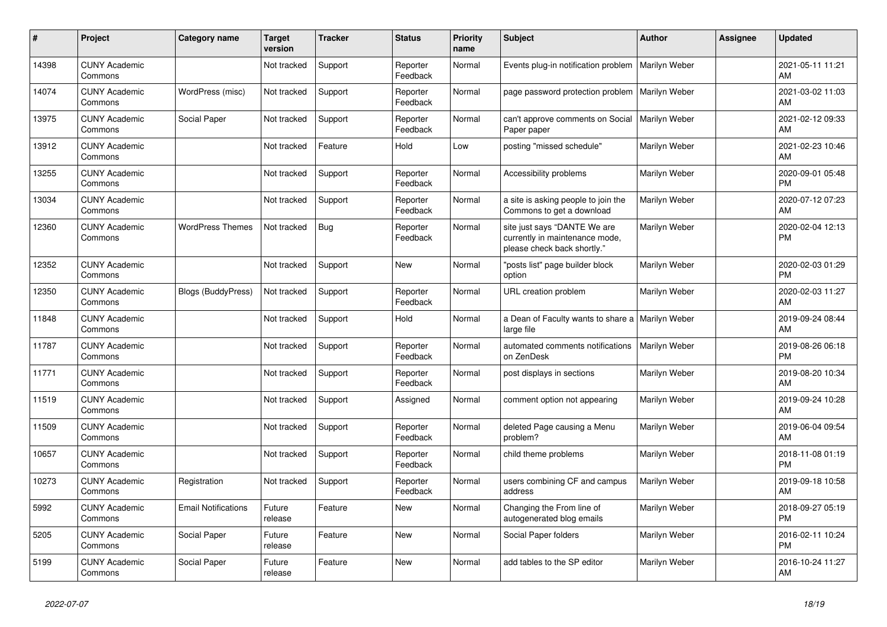| # | Project | Category name | Target version | Tracker | Status | Priority name | Subject | Author | Assignee | Updated |
|---|---|---|---|---|---|---|---|---|---|---|
| 14398 | CUNY Academic Commons | | Not tracked | Support | Reporter Feedback | Normal | Events plug-in notification problem | Marilyn Weber | | 2021-05-11 11:21 AM |
| 14074 | CUNY Academic Commons | WordPress (misc) | Not tracked | Support | Reporter Feedback | Normal | page password protection problem | Marilyn Weber | | 2021-03-02 11:03 AM |
| 13975 | CUNY Academic Commons | Social Paper | Not tracked | Support | Reporter Feedback | Normal | can't approve comments on Social Paper paper | Marilyn Weber | | 2021-02-12 09:33 AM |
| 13912 | CUNY Academic Commons | | Not tracked | Feature | Hold | Low | posting "missed schedule" | Marilyn Weber | | 2021-02-23 10:46 AM |
| 13255 | CUNY Academic Commons | | Not tracked | Support | Reporter Feedback | Normal | Accessibility problems | Marilyn Weber | | 2020-09-01 05:48 PM |
| 13034 | CUNY Academic Commons | | Not tracked | Support | Reporter Feedback | Normal | a site is asking people to join the Commons to get a download | Marilyn Weber | | 2020-07-12 07:23 AM |
| 12360 | CUNY Academic Commons | WordPress Themes | Not tracked | Bug | Reporter Feedback | Normal | site just says "DANTE We are currently in maintenance mode, please check back shortly." | Marilyn Weber | | 2020-02-04 12:13 PM |
| 12352 | CUNY Academic Commons | | Not tracked | Support | New | Normal | "posts list" page builder block option | Marilyn Weber | | 2020-02-03 01:29 PM |
| 12350 | CUNY Academic Commons | Blogs (BuddyPress) | Not tracked | Support | Reporter Feedback | Normal | URL creation problem | Marilyn Weber | | 2020-02-03 11:27 AM |
| 11848 | CUNY Academic Commons | | Not tracked | Support | Hold | Normal | a Dean of Faculty wants to share a large file | Marilyn Weber | | 2019-09-24 08:44 AM |
| 11787 | CUNY Academic Commons | | Not tracked | Support | Reporter Feedback | Normal | automated comments notifications on ZenDesk | Marilyn Weber | | 2019-08-26 06:18 PM |
| 11771 | CUNY Academic Commons | | Not tracked | Support | Reporter Feedback | Normal | post displays in sections | Marilyn Weber | | 2019-08-20 10:34 AM |
| 11519 | CUNY Academic Commons | | Not tracked | Support | Assigned | Normal | comment option not appearing | Marilyn Weber | | 2019-09-24 10:28 AM |
| 11509 | CUNY Academic Commons | | Not tracked | Support | Reporter Feedback | Normal | deleted Page causing a Menu problem? | Marilyn Weber | | 2019-06-04 09:54 AM |
| 10657 | CUNY Academic Commons | | Not tracked | Support | Reporter Feedback | Normal | child theme problems | Marilyn Weber | | 2018-11-08 01:19 PM |
| 10273 | CUNY Academic Commons | Registration | Not tracked | Support | Reporter Feedback | Normal | users combining CF and campus address | Marilyn Weber | | 2019-09-18 10:58 AM |
| 5992 | CUNY Academic Commons | Email Notifications | Future release | Feature | New | Normal | Changing the From line of autogenerated blog emails | Marilyn Weber | | 2018-09-27 05:19 PM |
| 5205 | CUNY Academic Commons | Social Paper | Future release | Feature | New | Normal | Social Paper folders | Marilyn Weber | | 2016-02-11 10:24 PM |
| 5199 | CUNY Academic Commons | Social Paper | Future release | Feature | New | Normal | add tables to the SP editor | Marilyn Weber | | 2016-10-24 11:27 AM |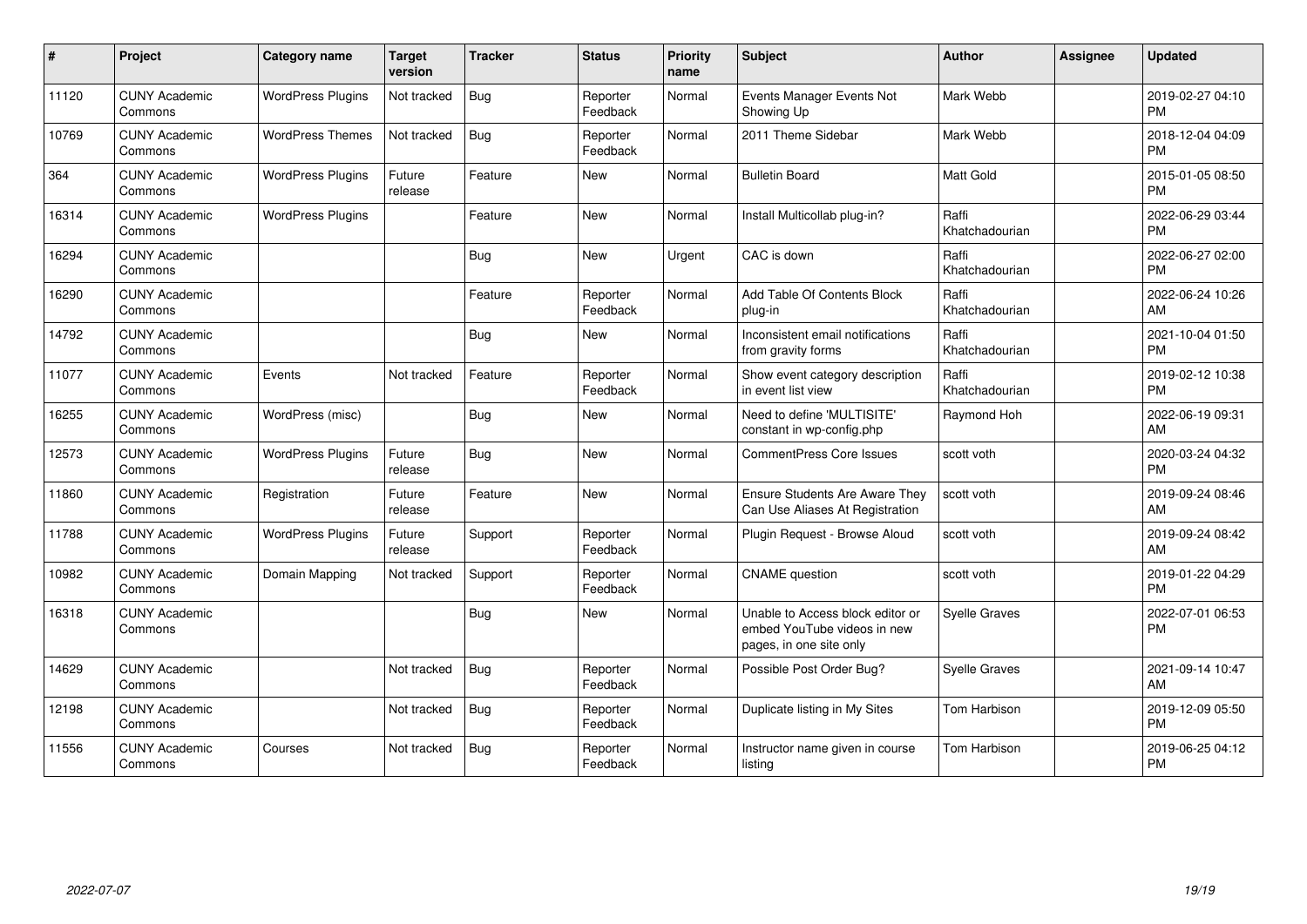| # | Project | Category name | Target version | Tracker | Status | Priority name | Subject | Author | Assignee | Updated |
|---|---|---|---|---|---|---|---|---|---|---|
| 11120 | CUNY Academic Commons | WordPress Plugins | Not tracked | Bug | Reporter Feedback | Normal | Events Manager Events Not Showing Up | Mark Webb | | 2019-02-27 04:10 PM |
| 10769 | CUNY Academic Commons | WordPress Themes | Not tracked | Bug | Reporter Feedback | Normal | 2011 Theme Sidebar | Mark Webb | | 2018-12-04 04:09 PM |
| 364 | CUNY Academic Commons | WordPress Plugins | Future release | Feature | New | Normal | Bulletin Board | Matt Gold | | 2015-01-05 08:50 PM |
| 16314 | CUNY Academic Commons | WordPress Plugins | | Feature | New | Normal | Install Multicollab plug-in? | Raffi Khatchadourian | | 2022-06-29 03:44 PM |
| 16294 | CUNY Academic Commons | | | Bug | New | Urgent | CAC is down | Raffi Khatchadourian | | 2022-06-27 02:00 PM |
| 16290 | CUNY Academic Commons | | | Feature | Reporter Feedback | Normal | Add Table Of Contents Block plug-in | Raffi Khatchadourian | | 2022-06-24 10:26 AM |
| 14792 | CUNY Academic Commons | | | Bug | New | Normal | Inconsistent email notifications from gravity forms | Raffi Khatchadourian | | 2021-10-04 01:50 PM |
| 11077 | CUNY Academic Commons | Events | Not tracked | Feature | Reporter Feedback | Normal | Show event category description in event list view | Raffi Khatchadourian | | 2019-02-12 10:38 PM |
| 16255 | CUNY Academic Commons | WordPress (misc) | | Bug | New | Normal | Need to define 'MULTISITE' constant in wp-config.php | Raymond Hoh | | 2022-06-19 09:31 AM |
| 12573 | CUNY Academic Commons | WordPress Plugins | Future release | Bug | New | Normal | CommentPress Core Issues | scott voth | | 2020-03-24 04:32 PM |
| 11860 | CUNY Academic Commons | Registration | Future release | Feature | New | Normal | Ensure Students Are Aware They Can Use Aliases At Registration | scott voth | | 2019-09-24 08:46 AM |
| 11788 | CUNY Academic Commons | WordPress Plugins | Future release | Support | Reporter Feedback | Normal | Plugin Request - Browse Aloud | scott voth | | 2019-09-24 08:42 AM |
| 10982 | CUNY Academic Commons | Domain Mapping | Not tracked | Support | Reporter Feedback | Normal | CNAME question | scott voth | | 2019-01-22 04:29 PM |
| 16318 | CUNY Academic Commons | | | Bug | New | Normal | Unable to Access block editor or embed YouTube videos in new pages, in one site only | Syelle Graves | | 2022-07-01 06:53 PM |
| 14629 | CUNY Academic Commons | | Not tracked | Bug | Reporter Feedback | Normal | Possible Post Order Bug? | Syelle Graves | | 2021-09-14 10:47 AM |
| 12198 | CUNY Academic Commons | | Not tracked | Bug | Reporter Feedback | Normal | Duplicate listing in My Sites | Tom Harbison | | 2019-12-09 05:50 PM |
| 11556 | CUNY Academic Commons | Courses | Not tracked | Bug | Reporter Feedback | Normal | Instructor name given in course listing | Tom Harbison | | 2019-06-25 04:12 PM |